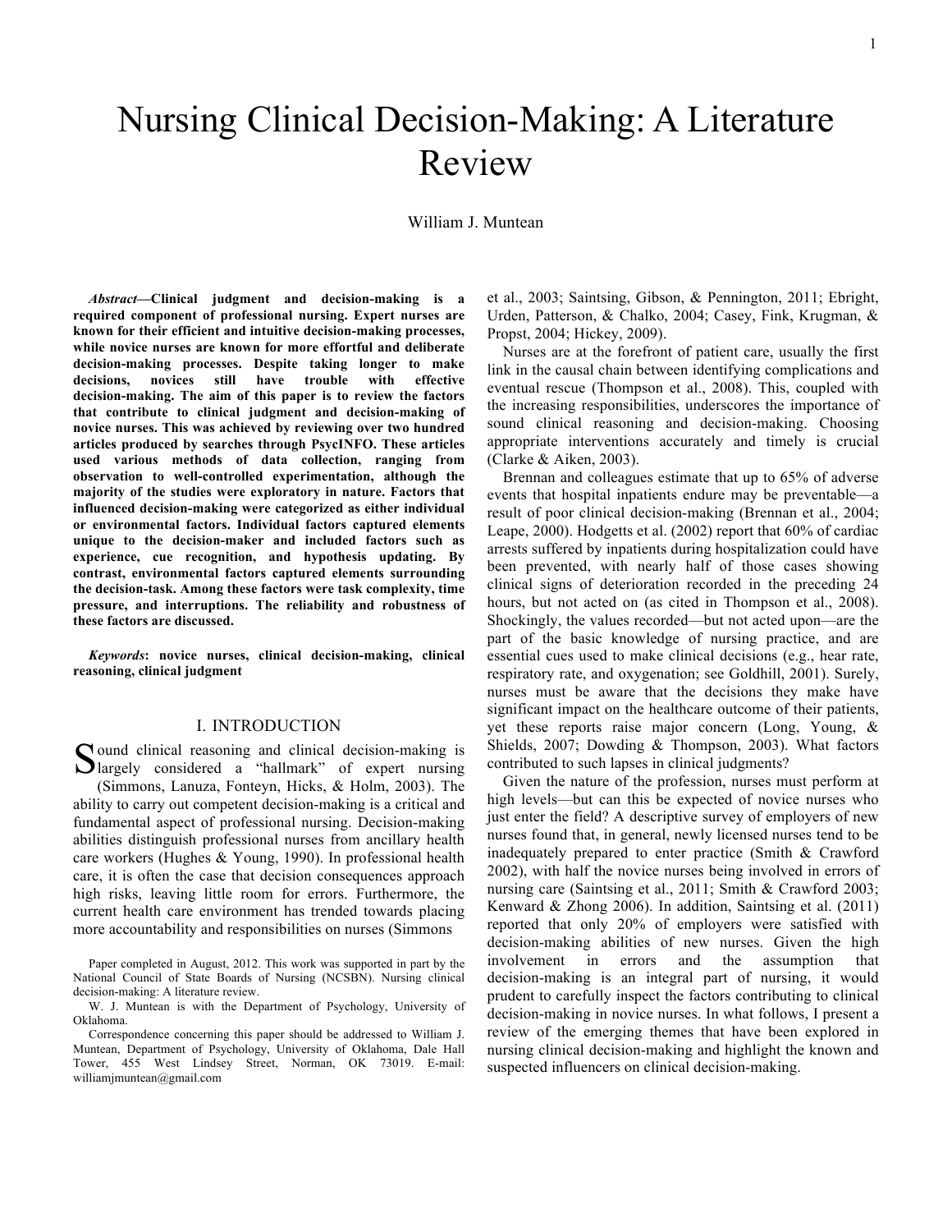# Nursing Clinical Decision-Making: A Literature Review

William J. Muntean

***Abstract*—Clinical judgment and decision-making is a required component of professional nursing. Expert nurses are known for their efficient and intuitive decision-making processes, while novice nurses are known for more effortful and deliberate decision-making processes. Despite taking longer to make decisions, novices still have trouble with effective decision-making. The aim of this paper is to review the factors that contribute to clinical judgment and decision-making of novice nurses. This was achieved by reviewing over two hundred articles produced by searches through PsycINFO. These articles used various methods of data collection, ranging from observation to well-controlled experimentation, although the majority of the studies were exploratory in nature. Factors that influenced decision-making were categorized as either individual or environmental factors. Individual factors captured elements unique to the decision-maker and included factors such as experience, cue recognition, and hypothesis updating. By contrast, environmental factors captured elements surrounding the decision-task. Among these factors were task complexity, time pressure, and interruptions. The reliability and robustness of these factors are discussed.**

***Keywords*: novice nurses, clinical decision-making, clinical reasoning, clinical judgment**

## I. INTRODUCTION

Sound clinical reasoning and clinical decision-making is largely considered a "hallmark" of expert nursing (Simmons, Lanuza, Fonteyn, Hicks, & Holm, 2003). The ability to carry out competent decision-making is a critical and fundamental aspect of professional nursing. Decision-making abilities distinguish professional nurses from ancillary health care workers (Hughes & Young, 1990). In professional health care, it is often the case that decision consequences approach high risks, leaving little room for errors. Furthermore, the current health care environment has trended towards placing more accountability and responsibilities on nurses (Simmons et al., 2003; Saintsing, Gibson, & Pennington, 2011; Ebright, Urden, Patterson, & Chalko, 2004; Casey, Fink, Krugman, & Propst, 2004; Hickey, 2009).

Nurses are at the forefront of patient care, usually the first link in the causal chain between identifying complications and eventual rescue (Thompson et al., 2008). This, coupled with the increasing responsibilities, underscores the importance of sound clinical reasoning and decision-making. Choosing appropriate interventions accurately and timely is crucial (Clarke & Aiken, 2003).

Brennan and colleagues estimate that up to 65% of adverse events that hospital inpatients endure may be preventable—a result of poor clinical decision-making (Brennan et al., 2004; Leape, 2000). Hodgetts et al. (2002) report that 60% of cardiac arrests suffered by inpatients during hospitalization could have been prevented, with nearly half of those cases showing clinical signs of deterioration recorded in the preceding 24 hours, but not acted on (as cited in Thompson et al., 2008). Shockingly, the values recorded—but not acted upon—are the part of the basic knowledge of nursing practice, and are essential cues used to make clinical decisions (e.g., hear rate, respiratory rate, and oxygenation; see Goldhill, 2001). Surely, nurses must be aware that the decisions they make have significant impact on the healthcare outcome of their patients, yet these reports raise major concern (Long, Young, & Shields, 2007; Dowding & Thompson, 2003). What factors contributed to such lapses in clinical judgments?

Given the nature of the profession, nurses must perform at high levels—but can this be expected of novice nurses who just enter the field? A descriptive survey of employers of new nurses found that, in general, newly licensed nurses tend to be inadequately prepared to enter practice (Smith & Crawford 2002), with half the novice nurses being involved in errors of nursing care (Saintsing et al., 2011; Smith & Crawford 2003; Kenward & Zhong 2006). In addition, Saintsing et al. (2011) reported that only 20% of employers were satisfied with decision-making abilities of new nurses. Given the high involvement in errors and the assumption that decision-making is an integral part of nursing, it would prudent to carefully inspect the factors contributing to clinical decision-making in novice nurses. In what follows, I present a review of the emerging themes that have been explored in nursing clinical decision-making and highlight the known and suspected influencers on clinical decision-making.

Paper completed in August, 2012. This work was supported in part by the National Council of State Boards of Nursing (NCSBN). Nursing clinical decision-making: A literature review.

W. J. Muntean is with the Department of Psychology, University of Oklahoma.

Correspondence concerning this paper should be addressed to William J. Muntean, Department of Psychology, University of Oklahoma, Dale Hall Tower, 455 West Lindsey Street, Norman, OK 73019. E-mail: williamjmuntean@gmail.com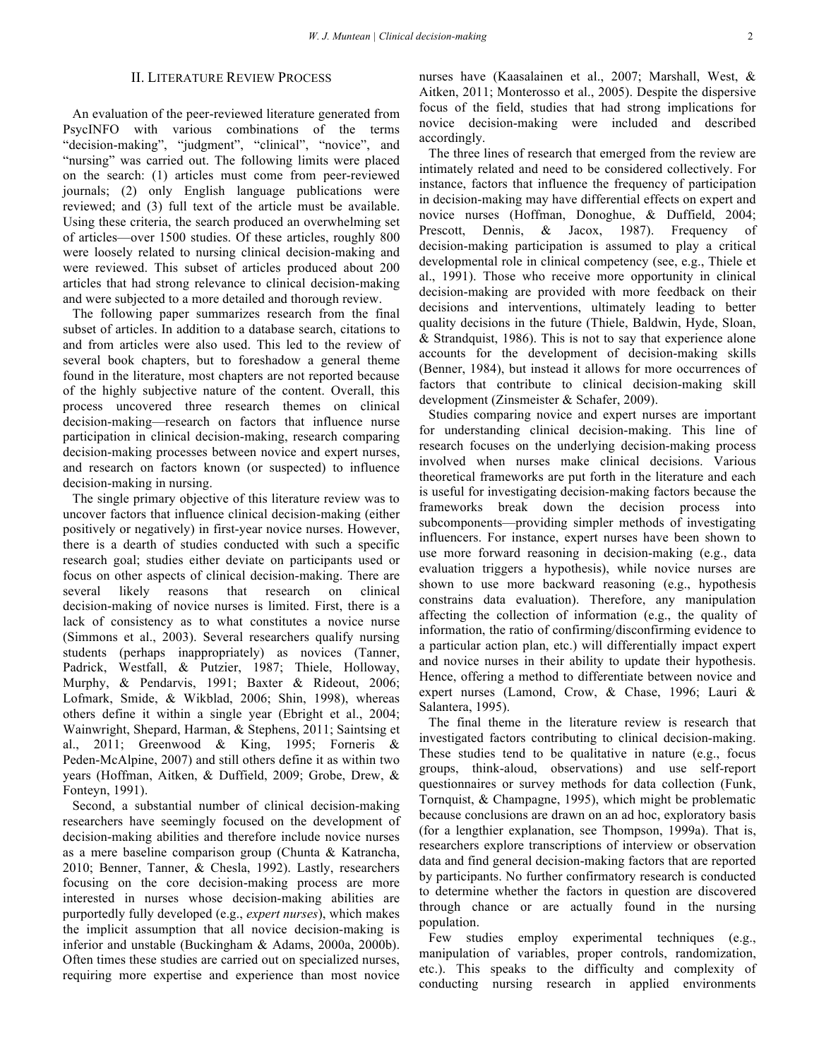## II. Literature Review Process

An evaluation of the peer-reviewed literature generated from PsycINFO with various combinations of the terms "decision-making", "judgment", "clinical", "novice", and "nursing" was carried out. The following limits were placed on the search: (1) articles must come from peer-reviewed journals; (2) only English language publications were reviewed; and (3) full text of the article must be available. Using these criteria, the search produced an overwhelming set of articles—over 1500 studies. Of these articles, roughly 800 were loosely related to nursing clinical decision-making and were reviewed. This subset of articles produced about 200 articles that had strong relevance to clinical decision-making and were subjected to a more detailed and thorough review.

The following paper summarizes research from the final subset of articles. In addition to a database search, citations to and from articles were also used. This led to the review of several book chapters, but to foreshadow a general theme found in the literature, most chapters are not reported because of the highly subjective nature of the content. Overall, this process uncovered three research themes on clinical decision-making—research on factors that influence nurse participation in clinical decision-making, research comparing decision-making processes between novice and expert nurses, and research on factors known (or suspected) to influence decision-making in nursing.

The single primary objective of this literature review was to uncover factors that influence clinical decision-making (either positively or negatively) in first-year novice nurses. However, there is a dearth of studies conducted with such a specific research goal; studies either deviate on participants used or focus on other aspects of clinical decision-making. There are several likely reasons that research on clinical decision-making of novice nurses is limited. First, there is a lack of consistency as to what constitutes a novice nurse (Simmons et al., 2003). Several researchers qualify nursing students (perhaps inappropriately) as novices (Tanner, Padrick, Westfall, & Putzier, 1987; Thiele, Holloway, Murphy, & Pendarvis, 1991; Baxter & Rideout, 2006; Lofmark, Smide, & Wikblad, 2006; Shin, 1998), whereas others define it within a single year (Ebright et al., 2004; Wainwright, Shepard, Harman, & Stephens, 2011; Saintsing et al., 2011; Greenwood & King, 1995; Forneris & Peden-McAlpine, 2007) and still others define it as within two years (Hoffman, Aitken, & Duffield, 2009; Grobe, Drew, & Fonteyn, 1991).

Second, a substantial number of clinical decision-making researchers have seemingly focused on the development of decision-making abilities and therefore include novice nurses as a mere baseline comparison group (Chunta & Katrancha, 2010; Benner, Tanner, & Chesla, 1992). Lastly, researchers focusing on the core decision-making process are more interested in nurses whose decision-making abilities are purportedly fully developed (e.g., *expert nurses*), which makes the implicit assumption that all novice decision-making is inferior and unstable (Buckingham & Adams, 2000a, 2000b). Often times these studies are carried out on specialized nurses, requiring more expertise and experience than most novice nurses have (Kaasalainen et al., 2007; Marshall, West, & Aitken, 2011; Monterosso et al., 2005). Despite the dispersive focus of the field, studies that had strong implications for novice decision-making were included and described accordingly.

The three lines of research that emerged from the review are intimately related and need to be considered collectively. For instance, factors that influence the frequency of participation in decision-making may have differential effects on expert and novice nurses (Hoffman, Donoghue, & Duffield, 2004; Prescott, Dennis, & Jacox, 1987). Frequency of decision-making participation is assumed to play a critical developmental role in clinical competency (see, e.g., Thiele et al., 1991). Those who receive more opportunity in clinical decision-making are provided with more feedback on their decisions and interventions, ultimately leading to better quality decisions in the future (Thiele, Baldwin, Hyde, Sloan, & Strandquist, 1986). This is not to say that experience alone accounts for the development of decision-making skills (Benner, 1984), but instead it allows for more occurrences of factors that contribute to clinical decision-making skill development (Zinsmeister & Schafer, 2009).

Studies comparing novice and expert nurses are important for understanding clinical decision-making. This line of research focuses on the underlying decision-making process involved when nurses make clinical decisions. Various theoretical frameworks are put forth in the literature and each is useful for investigating decision-making factors because the frameworks break down the decision process into subcomponents—providing simpler methods of investigating influencers. For instance, expert nurses have been shown to use more forward reasoning in decision-making (e.g., data evaluation triggers a hypothesis), while novice nurses are shown to use more backward reasoning (e.g., hypothesis constrains data evaluation). Therefore, any manipulation affecting the collection of information (e.g., the quality of information, the ratio of confirming/disconfirming evidence to a particular action plan, etc.) will differentially impact expert and novice nurses in their ability to update their hypothesis. Hence, offering a method to differentiate between novice and expert nurses (Lamond, Crow, & Chase, 1996; Lauri & Salantera, 1995).

The final theme in the literature review is research that investigated factors contributing to clinical decision-making. These studies tend to be qualitative in nature (e.g., focus groups, think-aloud, observations) and use self-report questionnaires or survey methods for data collection (Funk, Tornquist, & Champagne, 1995), which might be problematic because conclusions are drawn on an ad hoc, exploratory basis (for a lengthier explanation, see Thompson, 1999a). That is, researchers explore transcriptions of interview or observation data and find general decision-making factors that are reported by participants. No further confirmatory research is conducted to determine whether the factors in question are discovered through chance or are actually found in the nursing population.

Few studies employ experimental techniques (e.g., manipulation of variables, proper controls, randomization, etc.). This speaks to the difficulty and complexity of conducting nursing research in applied environments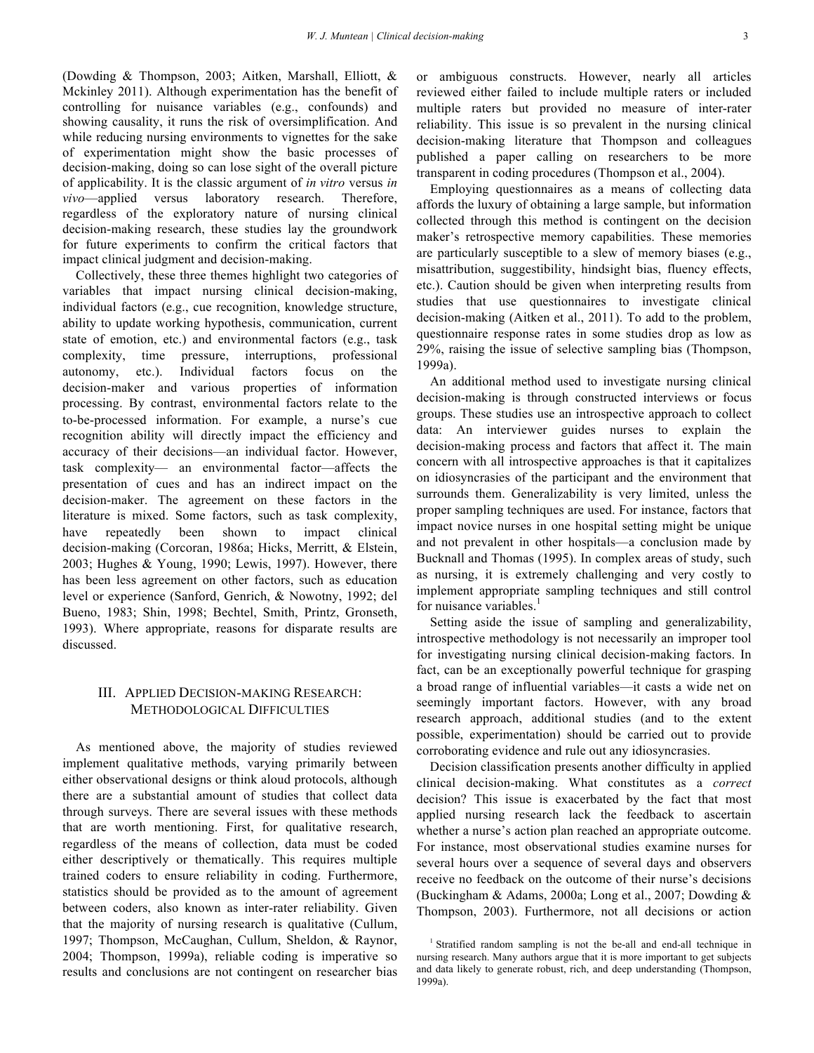(Dowding & Thompson, 2003; Aitken, Marshall, Elliott, & Mckinley 2011). Although experimentation has the benefit of controlling for nuisance variables (e.g., confounds) and showing causality, it runs the risk of oversimplification. And while reducing nursing environments to vignettes for the sake of experimentation might show the basic processes of decision-making, doing so can lose sight of the overall picture of applicability. It is the classic argument of *in vitro* versus *in vivo*—applied versus laboratory research. Therefore, regardless of the exploratory nature of nursing clinical decision-making research, these studies lay the groundwork for future experiments to confirm the critical factors that impact clinical judgment and decision-making.

Collectively, these three themes highlight two categories of variables that impact nursing clinical decision-making, individual factors (e.g., cue recognition, knowledge structure, ability to update working hypothesis, communication, current state of emotion, etc.) and environmental factors (e.g., task complexity, time pressure, interruptions, professional autonomy, etc.). Individual factors focus on the decision-maker and various properties of information processing. By contrast, environmental factors relate to the to-be-processed information. For example, a nurse's cue recognition ability will directly impact the efficiency and accuracy of their decisions—an individual factor. However, task complexity— an environmental factor—affects the presentation of cues and has an indirect impact on the decision-maker. The agreement on these factors in the literature is mixed. Some factors, such as task complexity, have repeatedly been shown to impact clinical decision-making (Corcoran, 1986a; Hicks, Merritt, & Elstein, 2003; Hughes & Young, 1990; Lewis, 1997). However, there has been less agreement on other factors, such as education level or experience (Sanford, Genrich, & Nowotny, 1992; del Bueno, 1983; Shin, 1998; Bechtel, Smith, Printz, Gronseth, 1993). Where appropriate, reasons for disparate results are discussed.

## III. Applied Decision-making Research: Methodological Difficulties

As mentioned above, the majority of studies reviewed implement qualitative methods, varying primarily between either observational designs or think aloud protocols, although there are a substantial amount of studies that collect data through surveys. There are several issues with these methods that are worth mentioning. First, for qualitative research, regardless of the means of collection, data must be coded either descriptively or thematically. This requires multiple trained coders to ensure reliability in coding. Furthermore, statistics should be provided as to the amount of agreement between coders, also known as inter-rater reliability. Given that the majority of nursing research is qualitative (Cullum, 1997; Thompson, McCaughan, Cullum, Sheldon, & Raynor, 2004; Thompson, 1999a), reliable coding is imperative so results and conclusions are not contingent on researcher bias or ambiguous constructs. However, nearly all articles reviewed either failed to include multiple raters or included multiple raters but provided no measure of inter-rater reliability. This issue is so prevalent in the nursing clinical decision-making literature that Thompson and colleagues published a paper calling on researchers to be more transparent in coding procedures (Thompson et al., 2004).

Employing questionnaires as a means of collecting data affords the luxury of obtaining a large sample, but information collected through this method is contingent on the decision maker's retrospective memory capabilities. These memories are particularly susceptible to a slew of memory biases (e.g., misattribution, suggestibility, hindsight bias, fluency effects, etc.). Caution should be given when interpreting results from studies that use questionnaires to investigate clinical decision-making (Aitken et al., 2011). To add to the problem, questionnaire response rates in some studies drop as low as 29%, raising the issue of selective sampling bias (Thompson, 1999a).

An additional method used to investigate nursing clinical decision-making is through constructed interviews or focus groups. These studies use an introspective approach to collect data: An interviewer guides nurses to explain the decision-making process and factors that affect it. The main concern with all introspective approaches is that it capitalizes on idiosyncrasies of the participant and the environment that surrounds them. Generalizability is very limited, unless the proper sampling techniques are used. For instance, factors that impact novice nurses in one hospital setting might be unique and not prevalent in other hospitals—a conclusion made by Bucknall and Thomas (1995). In complex areas of study, such as nursing, it is extremely challenging and very costly to implement appropriate sampling techniques and still control for nuisance variables.[1]

Setting aside the issue of sampling and generalizability, introspective methodology is not necessarily an improper tool for investigating nursing clinical decision-making factors. In fact, can be an exceptionally powerful technique for grasping a broad range of influential variables—it casts a wide net on seemingly important factors. However, with any broad research approach, additional studies (and to the extent possible, experimentation) should be carried out to provide corroborating evidence and rule out any idiosyncrasies.

Decision classification presents another difficulty in applied clinical decision-making. What constitutes as a *correct* decision? This issue is exacerbated by the fact that most applied nursing research lack the feedback to ascertain whether a nurse's action plan reached an appropriate outcome. For instance, most observational studies examine nurses for several hours over a sequence of several days and observers receive no feedback on the outcome of their nurse's decisions (Buckingham & Adams, 2000a; Long et al., 2007; Dowding & Thompson, 2003). Furthermore, not all decisions or action

[1] Stratified random sampling is not the be-all and end-all technique in nursing research. Many authors argue that it is more important to get subjects and data likely to generate robust, rich, and deep understanding (Thompson, 1999a).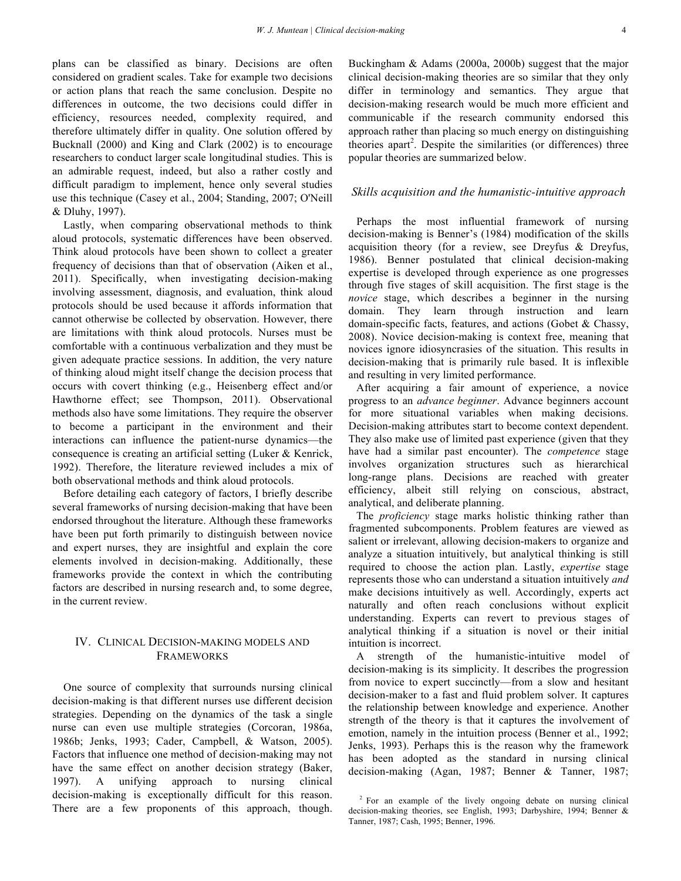plans can be classified as binary. Decisions are often considered on gradient scales. Take for example two decisions or action plans that reach the same conclusion. Despite no differences in outcome, the two decisions could differ in efficiency, resources needed, complexity required, and therefore ultimately differ in quality. One solution offered by Bucknall (2000) and King and Clark (2002) is to encourage researchers to conduct larger scale longitudinal studies. This is an admirable request, indeed, but also a rather costly and difficult paradigm to implement, hence only several studies use this technique (Casey et al., 2004; Standing, 2007; O'Neill & Dluhy, 1997).

Lastly, when comparing observational methods to think aloud protocols, systematic differences have been observed. Think aloud protocols have been shown to collect a greater frequency of decisions than that of observation (Aiken et al., 2011). Specifically, when investigating decision-making involving assessment, diagnosis, and evaluation, think aloud protocols should be used because it affords information that cannot otherwise be collected by observation. However, there are limitations with think aloud protocols. Nurses must be comfortable with a continuous verbalization and they must be given adequate practice sessions. In addition, the very nature of thinking aloud might itself change the decision process that occurs with covert thinking (e.g., Heisenberg effect and/or Hawthorne effect; see Thompson, 2011). Observational methods also have some limitations. They require the observer to become a participant in the environment and their interactions can influence the patient-nurse dynamics—the consequence is creating an artificial setting (Luker & Kenrick, 1992). Therefore, the literature reviewed includes a mix of both observational methods and think aloud protocols.

Before detailing each category of factors, I briefly describe several frameworks of nursing decision-making that have been endorsed throughout the literature. Although these frameworks have been put forth primarily to distinguish between novice and expert nurses, they are insightful and explain the core elements involved in decision-making. Additionally, these frameworks provide the context in which the contributing factors are described in nursing research and, to some degree, in the current review.

## IV. Clinical Decision-making Models and Frameworks

One source of complexity that surrounds nursing clinical decision-making is that different nurses use different decision strategies. Depending on the dynamics of the task a single nurse can even use multiple strategies (Corcoran, 1986a, 1986b; Jenks, 1993; Cader, Campbell, & Watson, 2005). Factors that influence one method of decision-making may not have the same effect on another decision strategy (Baker, 1997). A unifying approach to nursing clinical decision-making is exceptionally difficult for this reason. There are a few proponents of this approach, though. Buckingham & Adams (2000a, 2000b) suggest that the major clinical decision-making theories are so similar that they only differ in terminology and semantics. They argue that decision-making research would be much more efficient and communicable if the research community endorsed this approach rather than placing so much energy on distinguishing theories apart[2]. Despite the similarities (or differences) three popular theories are summarized below.

### *Skills acquisition and the humanistic-intuitive approach*

Perhaps the most influential framework of nursing decision-making is Benner's (1984) modification of the skills acquisition theory (for a review, see Dreyfus & Dreyfus, 1986). Benner postulated that clinical decision-making expertise is developed through experience as one progresses through five stages of skill acquisition. The first stage is the *novice* stage, which describes a beginner in the nursing domain. They learn through instruction and learn domain-specific facts, features, and actions (Gobet & Chassy, 2008). Novice decision-making is context free, meaning that novices ignore idiosyncrasies of the situation. This results in decision-making that is primarily rule based. It is inflexible and resulting in very limited performance.

After acquiring a fair amount of experience, a novice progress to an *advance beginner*. Advance beginners account for more situational variables when making decisions. Decision-making attributes start to become context dependent. They also make use of limited past experience (given that they have had a similar past encounter). The *competence* stage involves organization structures such as hierarchical long-range plans. Decisions are reached with greater efficiency, albeit still relying on conscious, abstract, analytical, and deliberate planning.

The *proficiency* stage marks holistic thinking rather than fragmented subcomponents. Problem features are viewed as salient or irrelevant, allowing decision-makers to organize and analyze a situation intuitively, but analytical thinking is still required to choose the action plan. Lastly, *expertise* stage represents those who can understand a situation intuitively *and* make decisions intuitively as well. Accordingly, experts act naturally and often reach conclusions without explicit understanding. Experts can revert to previous stages of analytical thinking if a situation is novel or their initial intuition is incorrect.

A strength of the humanistic-intuitive model of decision-making is its simplicity. It describes the progression from novice to expert succinctly—from a slow and hesitant decision-maker to a fast and fluid problem solver. It captures the relationship between knowledge and experience. Another strength of the theory is that it captures the involvement of emotion, namely in the intuition process (Benner et al., 1992; Jenks, 1993). Perhaps this is the reason why the framework has been adopted as the standard in nursing clinical decision-making (Agan, 1987; Benner & Tanner, 1987;

[2] For an example of the lively ongoing debate on nursing clinical decision-making theories, see English, 1993; Darbyshire, 1994; Benner & Tanner, 1987; Cash, 1995; Benner, 1996.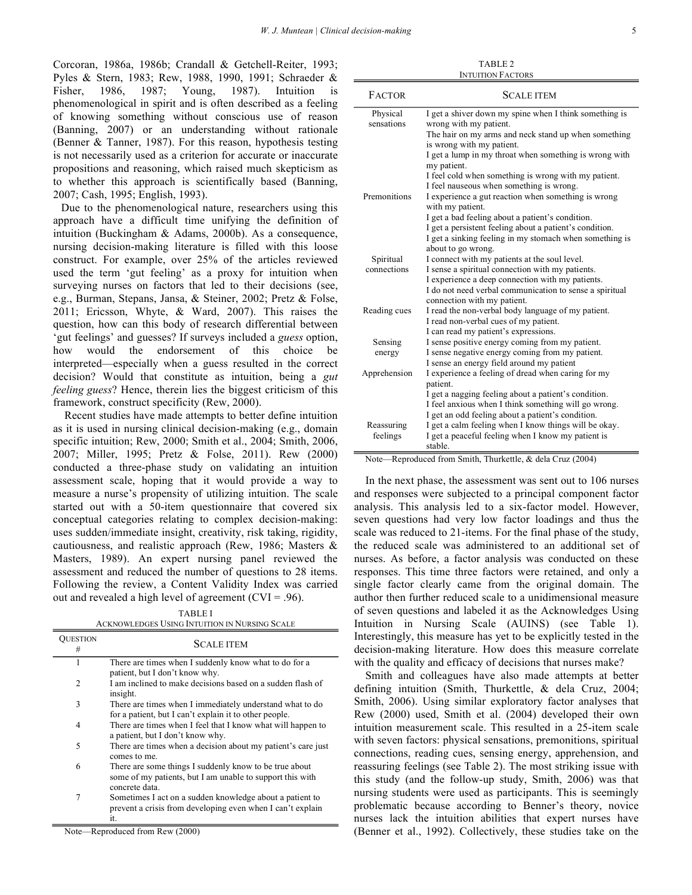Corcoran, 1986a, 1986b; Crandall & Getchell-Reiter, 1993; Pyles & Stern, 1983; Rew, 1988, 1990, 1991; Schraeder & Fisher, 1986, 1987; Young, 1987). Intuition is phenomenological in spirit and is often described as a feeling of knowing something without conscious use of reason (Banning, 2007) or an understanding without rationale (Benner & Tanner, 1987). For this reason, hypothesis testing is not necessarily used as a criterion for accurate or inaccurate propositions and reasoning, which raised much skepticism as to whether this approach is scientifically based (Banning, 2007; Cash, 1995; English, 1993).

Due to the phenomenological nature, researchers using this approach have a difficult time unifying the definition of intuition (Buckingham & Adams, 2000b). As a consequence, nursing decision-making literature is filled with this loose construct. For example, over 25% of the articles reviewed used the term 'gut feeling' as a proxy for intuition when surveying nurses on factors that led to their decisions (see, e.g., Burman, Stepans, Jansa, & Steiner, 2002; Pretz & Folse, 2011; Ericsson, Whyte, & Ward, 2007). This raises the question, how can this body of research differential between 'gut feelings' and guesses? If surveys included a *guess* option, how would the endorsement of this choice be interpreted—especially when a guess resulted in the correct decision? Would that constitute as intuition, being a *gut feeling guess*? Hence, therein lies the biggest criticism of this framework, construct specificity (Rew, 2000).

Recent studies have made attempts to better define intuition as it is used in nursing clinical decision-making (e.g., domain specific intuition; Rew, 2000; Smith et al., 2004; Smith, 2006, 2007; Miller, 1995; Pretz & Folse, 2011). Rew (2000) conducted a three-phase study on validating an intuition assessment scale, hoping that it would provide a way to measure a nurse's propensity of utilizing intuition. The scale started out with a 50-item questionnaire that covered six conceptual categories relating to complex decision-making: uses sudden/immediate insight, creativity, risk taking, rigidity, cautiousness, and realistic approach (Rew, 1986; Masters & Masters, 1989). An expert nursing panel reviewed the assessment and reduced the number of questions to 28 items. Following the review, a Content Validity Index was carried out and revealed a high level of agreement (CVI = .96).

TABLE I
ACKNOWLEDGES USING INTUITION IN NURSING SCALE

| Question # | Scale item |
|---|---|
| 1 | There are times when I suddenly know what to do for a patient, but I don't know why. |
| 2 | I am inclined to make decisions based on a sudden flash of insight. |
| 3 | There are times when I immediately understand what to do for a patient, but I can't explain it to other people. |
| 4 | There are times when I feel that I know what will happen to a patient, but I don't know why. |
| 5 | There are times when a decision about my patient's care just comes to me. |
| 6 | There are some things I suddenly know to be true about some of my patients, but I am unable to support this with concrete data. |
| 7 | Sometimes I act on a sudden knowledge about a patient to prevent a crisis from developing even when I can't explain it. |

Note—Reproduced from Rew (2000)

In the next phase, the assessment was sent out to 106 nurses and responses were subjected to a principal component factor analysis. This analysis led to a six-factor model. However, seven questions had very low factor loadings and thus the scale was reduced to 21-items. For the final phase of the study, the reduced scale was administered to an additional set of nurses. As before, a factor analysis was conducted on these responses. This time three factors were retained, and only a single factor clearly came from the original domain. The author then further reduced scale to a unidimensional measure of seven questions and labeled it as the Acknowledges Using Intuition in Nursing Scale (AUINS) (see Table 1). Interestingly, this measure has yet to be explicitly tested in the decision-making literature. How does this measure correlate with the quality and efficacy of decisions that nurses make?

Smith and colleagues have also made attempts at better defining intuition (Smith, Thurkettle, & dela Cruz, 2004; Smith, 2006). Using similar exploratory factor analyses that Rew (2000) used, Smith et al. (2004) developed their own intuition measurement scale. This resulted in a 25-item scale with seven factors: physical sensations, premonitions, spiritual connections, reading cues, sensing energy, apprehension, and reassuring feelings (see Table 2). The most striking issue with this study (and the follow-up study, Smith, 2006) was that nursing students were used as participants. This is seemingly problematic because according to Benner's theory, novice nurses lack the intuition abilities that expert nurses have (Benner et al., 1992). Collectively, these studies take on the

TABLE 2
INTUITION FACTORS

| Factor | Scale item |
|---|---|
| Physical sensations | I get a shiver down my spine when I think something is wrong with my patient. |
| | The hair on my arms and neck stand up when something is wrong with my patient. |
| | I get a lump in my throat when something is wrong with my patient. |
| | I feel cold when something is wrong with my patient. |
| | I feel nauseous when something is wrong. |
| Premonitions | I experience a gut reaction when something is wrong with my patient. |
| | I get a bad feeling about a patient's condition. |
| | I get a persistent feeling about a patient's condition. |
| | I get a sinking feeling in my stomach when something is about to go wrong. |
| Spiritual connections | I connect with my patients at the soul level. |
| | I sense a spiritual connection with my patients. |
| | I experience a deep connection with my patients. |
| | I do not need verbal communication to sense a spiritual connection with my patient. |
| Reading cues | I read the non-verbal body language of my patient. |
| | I read non-verbal cues of my patient. |
| | I can read my patient's expressions. |
| Sensing energy | I sense positive energy coming from my patient. |
| | I sense negative energy coming from my patient. |
| | I sense an energy field around my patient |
| Apprehension | I experience a feeling of dread when caring for my patient. |
| | I get a nagging feeling about a patient's condition. |
| | I feel anxious when I think something will go wrong. |
| | I get an odd feeling about a patient's condition. |
| Reassuring feelings | I get a calm feeling when I know things will be okay. |
| | I get a peaceful feeling when I know my patient is stable. |

Note—Reproduced from Smith, Thurkettle, & dela Cruz (2004)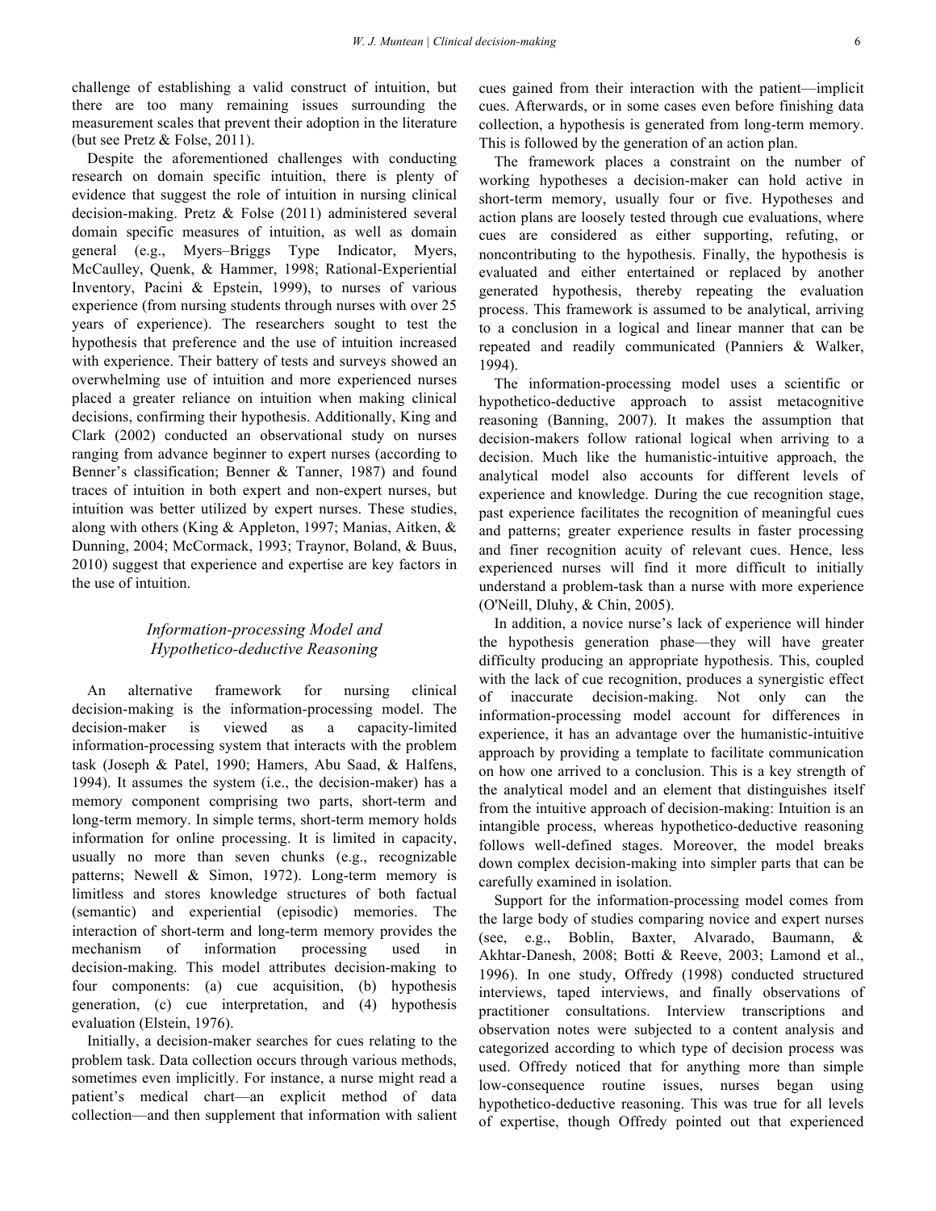challenge of establishing a valid construct of intuition, but there are too many remaining issues surrounding the measurement scales that prevent their adoption in the literature (but see Pretz & Folse, 2011).

Despite the aforementioned challenges with conducting research on domain specific intuition, there is plenty of evidence that suggest the role of intuition in nursing clinical decision-making. Pretz & Folse (2011) administered several domain specific measures of intuition, as well as domain general (e.g., Myers–Briggs Type Indicator, Myers, McCaulley, Quenk, & Hammer, 1998; Rational-Experiential Inventory, Pacini & Epstein, 1999), to nurses of various experience (from nursing students through nurses with over 25 years of experience). The researchers sought to test the hypothesis that preference and the use of intuition increased with experience. Their battery of tests and surveys showed an overwhelming use of intuition and more experienced nurses placed a greater reliance on intuition when making clinical decisions, confirming their hypothesis. Additionally, King and Clark (2002) conducted an observational study on nurses ranging from advance beginner to expert nurses (according to Benner's classification; Benner & Tanner, 1987) and found traces of intuition in both expert and non-expert nurses, but intuition was better utilized by expert nurses. These studies, along with others (King & Appleton, 1997; Manias, Aitken, & Dunning, 2004; McCormack, 1993; Traynor, Boland, & Buus, 2010) suggest that experience and expertise are key factors in the use of intuition.

### *Information-processing Model and Hypothetico-deductive Reasoning*

An alternative framework for nursing clinical decision-making is the information-processing model. The decision-maker is viewed as a capacity-limited information-processing system that interacts with the problem task (Joseph & Patel, 1990; Hamers, Abu Saad, & Halfens, 1994). It assumes the system (i.e., the decision-maker) has a memory component comprising two parts, short-term and long-term memory. In simple terms, short-term memory holds information for online processing. It is limited in capacity, usually no more than seven chunks (e.g., recognizable patterns; Newell & Simon, 1972). Long-term memory is limitless and stores knowledge structures of both factual (semantic) and experiential (episodic) memories. The interaction of short-term and long-term memory provides the mechanism of information processing used in decision-making. This model attributes decision-making to four components: (a) cue acquisition, (b) hypothesis generation, (c) cue interpretation, and (4) hypothesis evaluation (Elstein, 1976).

Initially, a decision-maker searches for cues relating to the problem task. Data collection occurs through various methods, sometimes even implicitly. For instance, a nurse might read a patient's medical chart—an explicit method of data collection—and then supplement that information with salient cues gained from their interaction with the patient—implicit cues. Afterwards, or in some cases even before finishing data collection, a hypothesis is generated from long-term memory. This is followed by the generation of an action plan.

The framework places a constraint on the number of working hypotheses a decision-maker can hold active in short-term memory, usually four or five. Hypotheses and action plans are loosely tested through cue evaluations, where cues are considered as either supporting, refuting, or noncontributing to the hypothesis. Finally, the hypothesis is evaluated and either entertained or replaced by another generated hypothesis, thereby repeating the evaluation process. This framework is assumed to be analytical, arriving to a conclusion in a logical and linear manner that can be repeated and readily communicated (Panniers & Walker, 1994).

The information-processing model uses a scientific or hypothetico-deductive approach to assist metacognitive reasoning (Banning, 2007). It makes the assumption that decision-makers follow rational logical when arriving to a decision. Much like the humanistic-intuitive approach, the analytical model also accounts for different levels of experience and knowledge. During the cue recognition stage, past experience facilitates the recognition of meaningful cues and patterns; greater experience results in faster processing and finer recognition acuity of relevant cues. Hence, less experienced nurses will find it more difficult to initially understand a problem-task than a nurse with more experience (O'Neill, Dluhy, & Chin, 2005).

In addition, a novice nurse's lack of experience will hinder the hypothesis generation phase—they will have greater difficulty producing an appropriate hypothesis. This, coupled with the lack of cue recognition, produces a synergistic effect of inaccurate decision-making. Not only can the information-processing model account for differences in experience, it has an advantage over the humanistic-intuitive approach by providing a template to facilitate communication on how one arrived to a conclusion. This is a key strength of the analytical model and an element that distinguishes itself from the intuitive approach of decision-making: Intuition is an intangible process, whereas hypothetico-deductive reasoning follows well-defined stages. Moreover, the model breaks down complex decision-making into simpler parts that can be carefully examined in isolation.

Support for the information-processing model comes from the large body of studies comparing novice and expert nurses (see, e.g., Boblin, Baxter, Alvarado, Baumann, & Akhtar-Danesh, 2008; Botti & Reeve, 2003; Lamond et al., 1996). In one study, Offredy (1998) conducted structured interviews, taped interviews, and finally observations of practitioner consultations. Interview transcriptions and observation notes were subjected to a content analysis and categorized according to which type of decision process was used. Offredy noticed that for anything more than simple low-consequence routine issues, nurses began using hypothetico-deductive reasoning. This was true for all levels of expertise, though Offredy pointed out that experienced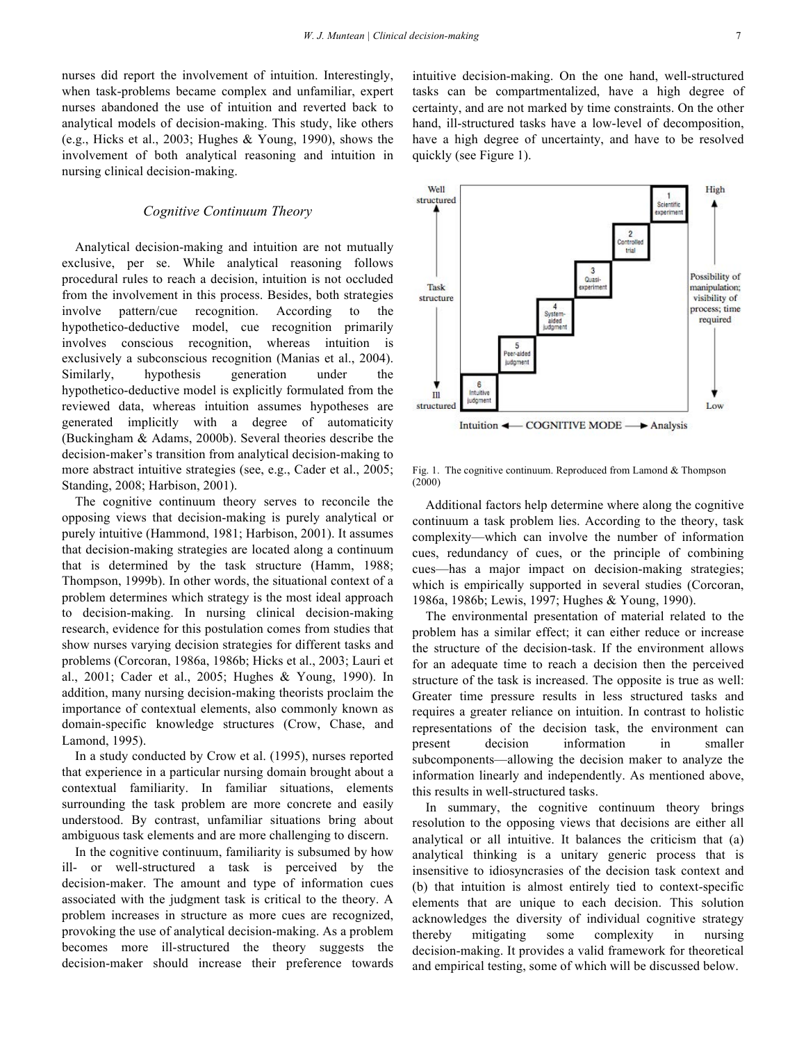nurses did report the involvement of intuition. Interestingly, when task-problems became complex and unfamiliar, expert nurses abandoned the use of intuition and reverted back to analytical models of decision-making. This study, like others (e.g., Hicks et al., 2003; Hughes & Young, 1990), shows the involvement of both analytical reasoning and intuition in nursing clinical decision-making.

## *Cognitive Continuum Theory*

Analytical decision-making and intuition are not mutually exclusive, per se. While analytical reasoning follows procedural rules to reach a decision, intuition is not occluded from the involvement in this process. Besides, both strategies involve pattern/cue recognition. According to the hypothetico-deductive model, cue recognition primarily involves conscious recognition, whereas intuition is exclusively a subconscious recognition (Manias et al., 2004). Similarly, hypothesis generation under the hypothetico-deductive model is explicitly formulated from the reviewed data, whereas intuition assumes hypotheses are generated implicitly with a degree of automaticity (Buckingham & Adams, 2000b). Several theories describe the decision-maker's transition from analytical decision-making to more abstract intuitive strategies (see, e.g., Cader et al., 2005; Standing, 2008; Harbison, 2001).

The cognitive continuum theory serves to reconcile the opposing views that decision-making is purely analytical or purely intuitive (Hammond, 1981; Harbison, 2001). It assumes that decision-making strategies are located along a continuum that is determined by the task structure (Hamm, 1988; Thompson, 1999b). In other words, the situational context of a problem determines which strategy is the most ideal approach to decision-making. In nursing clinical decision-making research, evidence for this postulation comes from studies that show nurses varying decision strategies for different tasks and problems (Corcoran, 1986a, 1986b; Hicks et al., 2003; Lauri et al., 2001; Cader et al., 2005; Hughes & Young, 1990). In addition, many nursing decision-making theorists proclaim the importance of contextual elements, also commonly known as domain-specific knowledge structures (Crow, Chase, and Lamond, 1995).

In a study conducted by Crow et al. (1995), nurses reported that experience in a particular nursing domain brought about a contextual familiarity. In familiar situations, elements surrounding the task problem are more concrete and easily understood. By contrast, unfamiliar situations bring about ambiguous task elements and are more challenging to discern.

In the cognitive continuum, familiarity is subsumed by how ill- or well-structured a task is perceived by the decision-maker. The amount and type of information cues associated with the judgment task is critical to the theory. A problem increases in structure as more cues are recognized, provoking the use of analytical decision-making. As a problem becomes more ill-structured the theory suggests the decision-maker should increase their preference towards intuitive decision-making. On the one hand, well-structured tasks can be compartmentalized, have a high degree of certainty, and are not marked by time constraints. On the other hand, ill-structured tasks have a low-level of decomposition, have a high degree of uncertainty, and have to be resolved quickly (see Figure 1).

Fig. 1. The cognitive continuum. Reproduced from Lamond & Thompson (2000)

Additional factors help determine where along the cognitive continuum a task problem lies. According to the theory, task complexity—which can involve the number of information cues, redundancy of cues, or the principle of combining cues—has a major impact on decision-making strategies; which is empirically supported in several studies (Corcoran, 1986a, 1986b; Lewis, 1997; Hughes & Young, 1990).

The environmental presentation of material related to the problem has a similar effect; it can either reduce or increase the structure of the decision-task. If the environment allows for an adequate time to reach a decision then the perceived structure of the task is increased. The opposite is true as well: Greater time pressure results in less structured tasks and requires a greater reliance on intuition. In contrast to holistic representations of the decision task, the environment can present decision information in smaller subcomponents—allowing the decision maker to analyze the information linearly and independently. As mentioned above, this results in well-structured tasks.

In summary, the cognitive continuum theory brings resolution to the opposing views that decisions are either all analytical or all intuitive. It balances the criticism that (a) analytical thinking is a unitary generic process that is insensitive to idiosyncrasies of the decision task context and (b) that intuition is almost entirely tied to context-specific elements that are unique to each decision. This solution acknowledges the diversity of individual cognitive strategy thereby mitigating some complexity in nursing decision-making. It provides a valid framework for theoretical and empirical testing, some of which will be discussed below.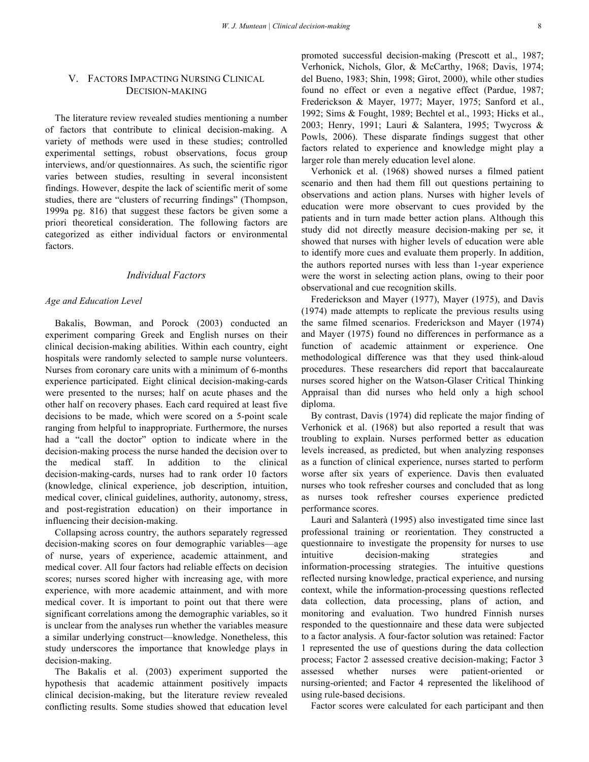## V. Factors Impacting Nursing Clinical Decision-making

The literature review revealed studies mentioning a number of factors that contribute to clinical decision-making. A variety of methods were used in these studies; controlled experimental settings, robust observations, focus group interviews, and/or questionnaires. As such, the scientific rigor varies between studies, resulting in several inconsistent findings. However, despite the lack of scientific merit of some studies, there are "clusters of recurring findings" (Thompson, 1999a pg. 816) that suggest these factors be given some a priori theoretical consideration. The following factors are categorized as either individual factors or environmental factors.

### *Individual Factors*

#### *Age and Education Level*

Bakalis, Bowman, and Porock (2003) conducted an experiment comparing Greek and English nurses on their clinical decision-making abilities. Within each country, eight hospitals were randomly selected to sample nurse volunteers. Nurses from coronary care units with a minimum of 6-months experience participated. Eight clinical decision-making-cards were presented to the nurses; half on acute phases and the other half on recovery phases. Each card required at least five decisions to be made, which were scored on a 5-point scale ranging from helpful to inappropriate. Furthermore, the nurses had a "call the doctor" option to indicate where in the decision-making process the nurse handed the decision over to the medical staff. In addition to the clinical decision-making-cards, nurses had to rank order 10 factors (knowledge, clinical experience, job description, intuition, medical cover, clinical guidelines, authority, autonomy, stress, and post-registration education) on their importance in influencing their decision-making.

Collapsing across country, the authors separately regressed decision-making scores on four demographic variables—age of nurse, years of experience, academic attainment, and medical cover. All four factors had reliable effects on decision scores; nurses scored higher with increasing age, with more experience, with more academic attainment, and with more medical cover. It is important to point out that there were significant correlations among the demographic variables, so it is unclear from the analyses run whether the variables measure a similar underlying construct—knowledge. Nonetheless, this study underscores the importance that knowledge plays in decision-making.

The Bakalis et al. (2003) experiment supported the hypothesis that academic attainment positively impacts clinical decision-making, but the literature review revealed conflicting results. Some studies showed that education level promoted successful decision-making (Prescott et al., 1987; Verhonick, Nichols, Glor, & McCarthy, 1968; Davis, 1974; del Bueno, 1983; Shin, 1998; Girot, 2000), while other studies found no effect or even a negative effect (Pardue, 1987; Frederickson & Mayer, 1977; Mayer, 1975; Sanford et al., 1992; Sims & Fought, 1989; Bechtel et al., 1993; Hicks et al., 2003; Henry, 1991; Lauri & Salantera, 1995; Twycross & Powls, 2006). These disparate findings suggest that other factors related to experience and knowledge might play a larger role than merely education level alone.

Verhonick et al. (1968) showed nurses a filmed patient scenario and then had them fill out questions pertaining to observations and action plans. Nurses with higher levels of education were more observant to cues provided by the patients and in turn made better action plans. Although this study did not directly measure decision-making per se, it showed that nurses with higher levels of education were able to identify more cues and evaluate them properly. In addition, the authors reported nurses with less than 1-year experience were the worst in selecting action plans, owing to their poor observational and cue recognition skills.

Frederickson and Mayer (1977), Mayer (1975), and Davis (1974) made attempts to replicate the previous results using the same filmed scenarios. Frederickson and Mayer (1974) and Mayer (1975) found no differences in performance as a function of academic attainment or experience. One methodological difference was that they used think-aloud procedures. These researchers did report that baccalaureate nurses scored higher on the Watson-Glaser Critical Thinking Appraisal than did nurses who held only a high school diploma.

By contrast, Davis (1974) did replicate the major finding of Verhonick et al. (1968) but also reported a result that was troubling to explain. Nurses performed better as education levels increased, as predicted, but when analyzing responses as a function of clinical experience, nurses started to perform worse after six years of experience. Davis then evaluated nurses who took refresher courses and concluded that as long as nurses took refresher courses experience predicted performance scores.

Lauri and Salanterà (1995) also investigated time since last professional training or reorientation. They constructed a questionnaire to investigate the propensity for nurses to use intuitive decision-making strategies and information-processing strategies. The intuitive questions reflected nursing knowledge, practical experience, and nursing context, while the information-processing questions reflected data collection, data processing, plans of action, and monitoring and evaluation. Two hundred Finnish nurses responded to the questionnaire and these data were subjected to a factor analysis. A four-factor solution was retained: Factor 1 represented the use of questions during the data collection process; Factor 2 assessed creative decision-making; Factor 3 assessed whether nurses were patient-oriented or nursing-oriented; and Factor 4 represented the likelihood of using rule-based decisions.

Factor scores were calculated for each participant and then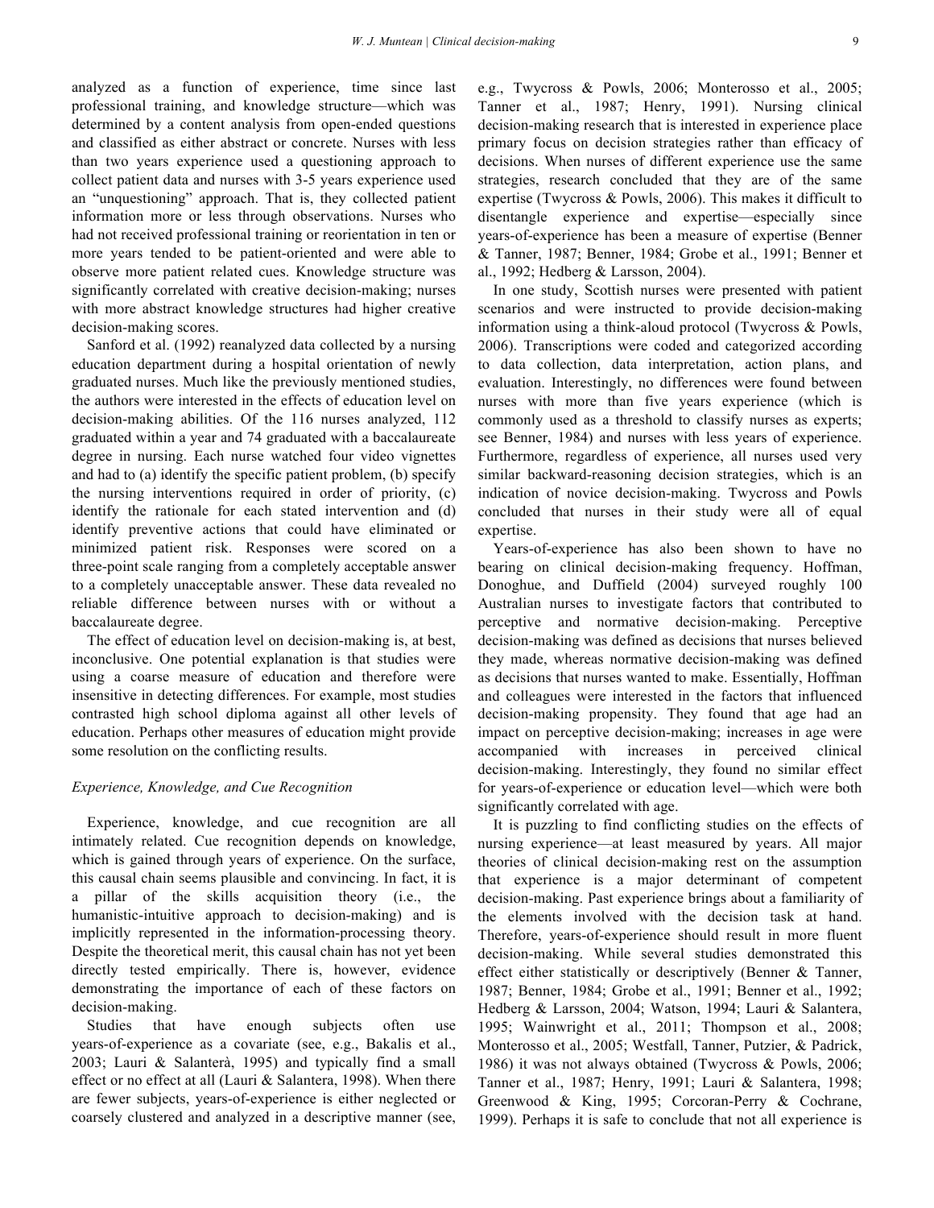analyzed as a function of experience, time since last professional training, and knowledge structure—which was determined by a content analysis from open-ended questions and classified as either abstract or concrete. Nurses with less than two years experience used a questioning approach to collect patient data and nurses with 3-5 years experience used an "unquestioning" approach. That is, they collected patient information more or less through observations. Nurses who had not received professional training or reorientation in ten or more years tended to be patient-oriented and were able to observe more patient related cues. Knowledge structure was significantly correlated with creative decision-making; nurses with more abstract knowledge structures had higher creative decision-making scores.

Sanford et al. (1992) reanalyzed data collected by a nursing education department during a hospital orientation of newly graduated nurses. Much like the previously mentioned studies, the authors were interested in the effects of education level on decision-making abilities. Of the 116 nurses analyzed, 112 graduated within a year and 74 graduated with a baccalaureate degree in nursing. Each nurse watched four video vignettes and had to (a) identify the specific patient problem, (b) specify the nursing interventions required in order of priority, (c) identify the rationale for each stated intervention and (d) identify preventive actions that could have eliminated or minimized patient risk. Responses were scored on a three-point scale ranging from a completely acceptable answer to a completely unacceptable answer. These data revealed no reliable difference between nurses with or without a baccalaureate degree.

The effect of education level on decision-making is, at best, inconclusive. One potential explanation is that studies were using a coarse measure of education and therefore were insensitive in detecting differences. For example, most studies contrasted high school diploma against all other levels of education. Perhaps other measures of education might provide some resolution on the conflicting results.

### *Experience, Knowledge, and Cue Recognition*

Experience, knowledge, and cue recognition are all intimately related. Cue recognition depends on knowledge, which is gained through years of experience. On the surface, this causal chain seems plausible and convincing. In fact, it is a pillar of the skills acquisition theory (i.e., the humanistic-intuitive approach to decision-making) and is implicitly represented in the information-processing theory. Despite the theoretical merit, this causal chain has not yet been directly tested empirically. There is, however, evidence demonstrating the importance of each of these factors on decision-making.

Studies that have enough subjects often use years-of-experience as a covariate (see, e.g., Bakalis et al., 2003; Lauri & Salanterà, 1995) and typically find a small effect or no effect at all (Lauri & Salantera, 1998). When there are fewer subjects, years-of-experience is either neglected or coarsely clustered and analyzed in a descriptive manner (see, e.g., Twycross & Powls, 2006; Monterosso et al., 2005; Tanner et al., 1987; Henry, 1991). Nursing clinical decision-making research that is interested in experience place primary focus on decision strategies rather than efficacy of decisions. When nurses of different experience use the same strategies, research concluded that they are of the same expertise (Twycross & Powls, 2006). This makes it difficult to disentangle experience and expertise—especially since years-of-experience has been a measure of expertise (Benner & Tanner, 1987; Benner, 1984; Grobe et al., 1991; Benner et al., 1992; Hedberg & Larsson, 2004).

In one study, Scottish nurses were presented with patient scenarios and were instructed to provide decision-making information using a think-aloud protocol (Twycross & Powls, 2006). Transcriptions were coded and categorized according to data collection, data interpretation, action plans, and evaluation. Interestingly, no differences were found between nurses with more than five years experience (which is commonly used as a threshold to classify nurses as experts; see Benner, 1984) and nurses with less years of experience. Furthermore, regardless of experience, all nurses used very similar backward-reasoning decision strategies, which is an indication of novice decision-making. Twycross and Powls concluded that nurses in their study were all of equal expertise.

Years-of-experience has also been shown to have no bearing on clinical decision-making frequency. Hoffman, Donoghue, and Duffield (2004) surveyed roughly 100 Australian nurses to investigate factors that contributed to perceptive and normative decision-making. Perceptive decision-making was defined as decisions that nurses believed they made, whereas normative decision-making was defined as decisions that nurses wanted to make. Essentially, Hoffman and colleagues were interested in the factors that influenced decision-making propensity. They found that age had an impact on perceptive decision-making; increases in age were accompanied with increases in perceived clinical decision-making. Interestingly, they found no similar effect for years-of-experience or education level—which were both significantly correlated with age.

It is puzzling to find conflicting studies on the effects of nursing experience—at least measured by years. All major theories of clinical decision-making rest on the assumption that experience is a major determinant of competent decision-making. Past experience brings about a familiarity of the elements involved with the decision task at hand. Therefore, years-of-experience should result in more fluent decision-making. While several studies demonstrated this effect either statistically or descriptively (Benner & Tanner, 1987; Benner, 1984; Grobe et al., 1991; Benner et al., 1992; Hedberg & Larsson, 2004; Watson, 1994; Lauri & Salantera, 1995; Wainwright et al., 2011; Thompson et al., 2008; Monterosso et al., 2005; Westfall, Tanner, Putzier, & Padrick, 1986) it was not always obtained (Twycross & Powls, 2006; Tanner et al., 1987; Henry, 1991; Lauri & Salantera, 1998; Greenwood & King, 1995; Corcoran-Perry & Cochrane, 1999). Perhaps it is safe to conclude that not all experience is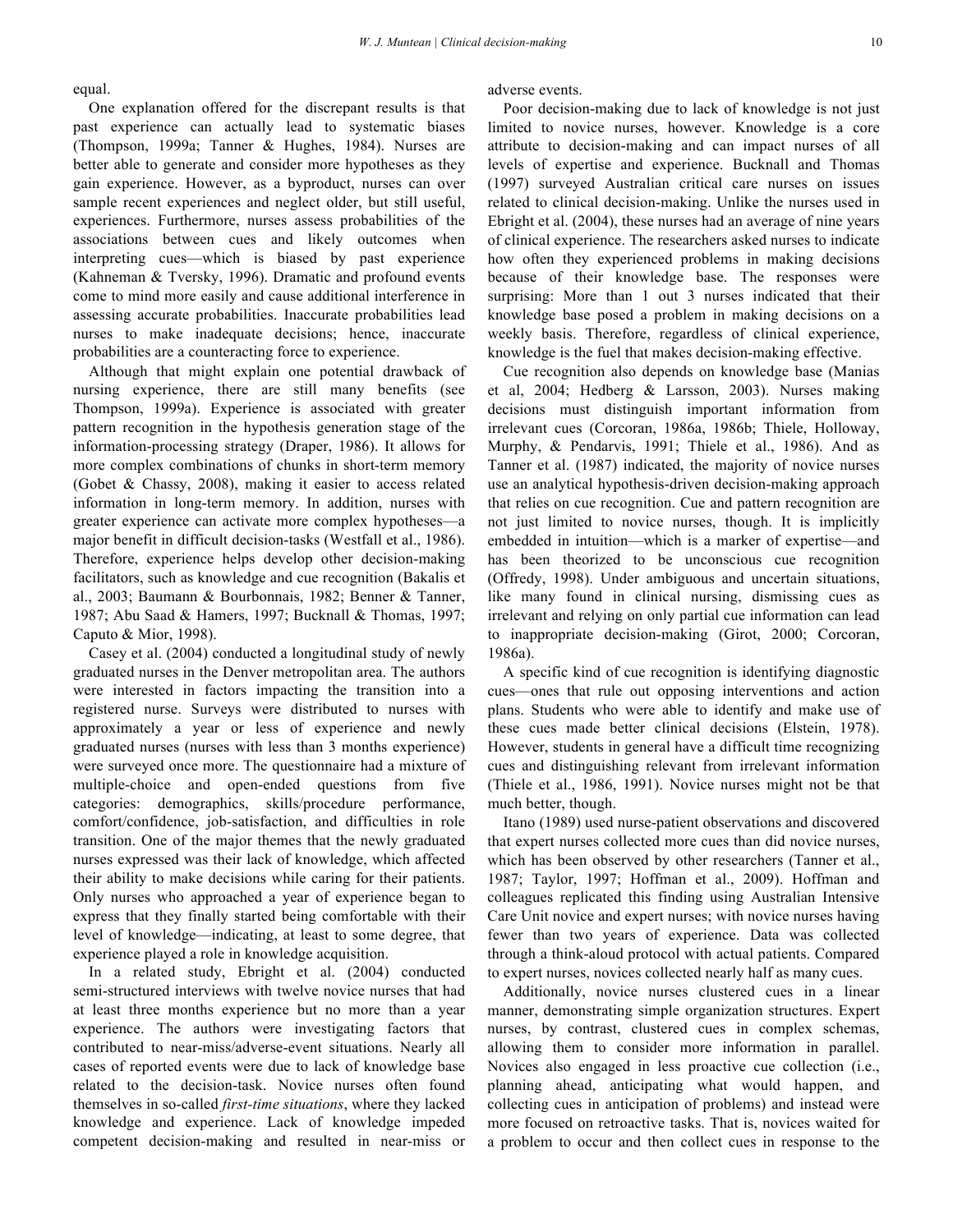equal.

One explanation offered for the discrepant results is that past experience can actually lead to systematic biases (Thompson, 1999a; Tanner & Hughes, 1984). Nurses are better able to generate and consider more hypotheses as they gain experience. However, as a byproduct, nurses can over sample recent experiences and neglect older, but still useful, experiences. Furthermore, nurses assess probabilities of the associations between cues and likely outcomes when interpreting cues—which is biased by past experience (Kahneman & Tversky, 1996). Dramatic and profound events come to mind more easily and cause additional interference in assessing accurate probabilities. Inaccurate probabilities lead nurses to make inadequate decisions; hence, inaccurate probabilities are a counteracting force to experience.

Although that might explain one potential drawback of nursing experience, there are still many benefits (see Thompson, 1999a). Experience is associated with greater pattern recognition in the hypothesis generation stage of the information-processing strategy (Draper, 1986). It allows for more complex combinations of chunks in short-term memory (Gobet & Chassy, 2008), making it easier to access related information in long-term memory. In addition, nurses with greater experience can activate more complex hypotheses—a major benefit in difficult decision-tasks (Westfall et al., 1986). Therefore, experience helps develop other decision-making facilitators, such as knowledge and cue recognition (Bakalis et al., 2003; Baumann & Bourbonnais, 1982; Benner & Tanner, 1987; Abu Saad & Hamers, 1997; Bucknall & Thomas, 1997; Caputo & Mior, 1998).

Casey et al. (2004) conducted a longitudinal study of newly graduated nurses in the Denver metropolitan area. The authors were interested in factors impacting the transition into a registered nurse. Surveys were distributed to nurses with approximately a year or less of experience and newly graduated nurses (nurses with less than 3 months experience) were surveyed once more. The questionnaire had a mixture of multiple-choice and open-ended questions from five categories: demographics, skills/procedure performance, comfort/confidence, job-satisfaction, and difficulties in role transition. One of the major themes that the newly graduated nurses expressed was their lack of knowledge, which affected their ability to make decisions while caring for their patients. Only nurses who approached a year of experience began to express that they finally started being comfortable with their level of knowledge—indicating, at least to some degree, that experience played a role in knowledge acquisition.

In a related study, Ebright et al. (2004) conducted semi-structured interviews with twelve novice nurses that had at least three months experience but no more than a year experience. The authors were investigating factors that contributed to near-miss/adverse-event situations. Nearly all cases of reported events were due to lack of knowledge base related to the decision-task. Novice nurses often found themselves in so-called *first-time situations*, where they lacked knowledge and experience. Lack of knowledge impeded competent decision-making and resulted in near-miss or adverse events.

Poor decision-making due to lack of knowledge is not just limited to novice nurses, however. Knowledge is a core attribute to decision-making and can impact nurses of all levels of expertise and experience. Bucknall and Thomas (1997) surveyed Australian critical care nurses on issues related to clinical decision-making. Unlike the nurses used in Ebright et al. (2004), these nurses had an average of nine years of clinical experience. The researchers asked nurses to indicate how often they experienced problems in making decisions because of their knowledge base. The responses were surprising: More than 1 out 3 nurses indicated that their knowledge base posed a problem in making decisions on a weekly basis. Therefore, regardless of clinical experience, knowledge is the fuel that makes decision-making effective.

Cue recognition also depends on knowledge base (Manias et al, 2004; Hedberg & Larsson, 2003). Nurses making decisions must distinguish important information from irrelevant cues (Corcoran, 1986a, 1986b; Thiele, Holloway, Murphy, & Pendarvis, 1991; Thiele et al., 1986). And as Tanner et al. (1987) indicated, the majority of novice nurses use an analytical hypothesis-driven decision-making approach that relies on cue recognition. Cue and pattern recognition are not just limited to novice nurses, though. It is implicitly embedded in intuition—which is a marker of expertise—and has been theorized to be unconscious cue recognition (Offredy, 1998). Under ambiguous and uncertain situations, like many found in clinical nursing, dismissing cues as irrelevant and relying on only partial cue information can lead to inappropriate decision-making (Girot, 2000; Corcoran, 1986a).

A specific kind of cue recognition is identifying diagnostic cues—ones that rule out opposing interventions and action plans. Students who were able to identify and make use of these cues made better clinical decisions (Elstein, 1978). However, students in general have a difficult time recognizing cues and distinguishing relevant from irrelevant information (Thiele et al., 1986, 1991). Novice nurses might not be that much better, though.

Itano (1989) used nurse-patient observations and discovered that expert nurses collected more cues than did novice nurses, which has been observed by other researchers (Tanner et al., 1987; Taylor, 1997; Hoffman et al., 2009). Hoffman and colleagues replicated this finding using Australian Intensive Care Unit novice and expert nurses; with novice nurses having fewer than two years of experience. Data was collected through a think-aloud protocol with actual patients. Compared to expert nurses, novices collected nearly half as many cues.

Additionally, novice nurses clustered cues in a linear manner, demonstrating simple organization structures. Expert nurses, by contrast, clustered cues in complex schemas, allowing them to consider more information in parallel. Novices also engaged in less proactive cue collection (i.e., planning ahead, anticipating what would happen, and collecting cues in anticipation of problems) and instead were more focused on retroactive tasks. That is, novices waited for a problem to occur and then collect cues in response to the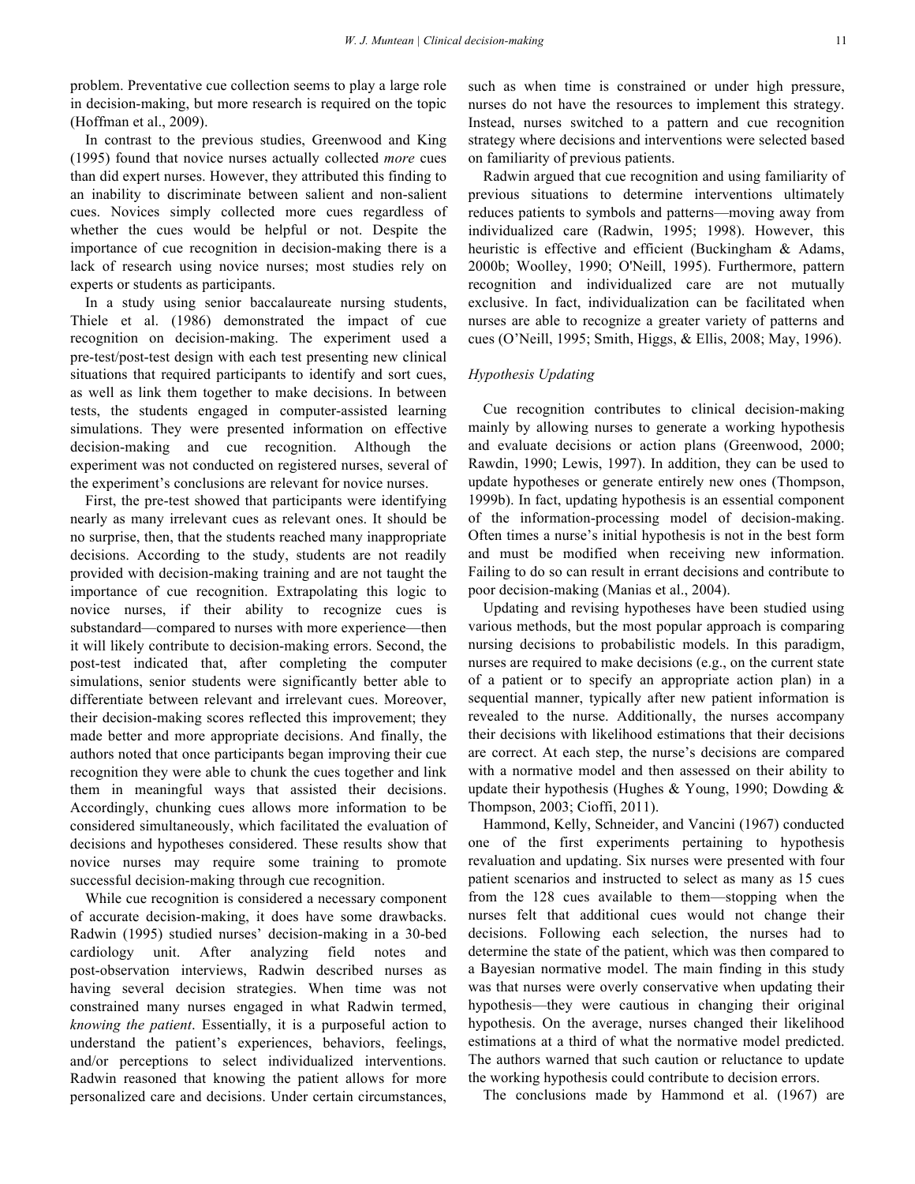problem. Preventative cue collection seems to play a large role in decision-making, but more research is required on the topic (Hoffman et al., 2009).

In contrast to the previous studies, Greenwood and King (1995) found that novice nurses actually collected *more* cues than did expert nurses. However, they attributed this finding to an inability to discriminate between salient and non-salient cues. Novices simply collected more cues regardless of whether the cues would be helpful or not. Despite the importance of cue recognition in decision-making there is a lack of research using novice nurses; most studies rely on experts or students as participants.

In a study using senior baccalaureate nursing students, Thiele et al. (1986) demonstrated the impact of cue recognition on decision-making. The experiment used a pre-test/post-test design with each test presenting new clinical situations that required participants to identify and sort cues, as well as link them together to make decisions. In between tests, the students engaged in computer-assisted learning simulations. They were presented information on effective decision-making and cue recognition. Although the experiment was not conducted on registered nurses, several of the experiment's conclusions are relevant for novice nurses.

First, the pre-test showed that participants were identifying nearly as many irrelevant cues as relevant ones. It should be no surprise, then, that the students reached many inappropriate decisions. According to the study, students are not readily provided with decision-making training and are not taught the importance of cue recognition. Extrapolating this logic to novice nurses, if their ability to recognize cues is substandard—compared to nurses with more experience—then it will likely contribute to decision-making errors. Second, the post-test indicated that, after completing the computer simulations, senior students were significantly better able to differentiate between relevant and irrelevant cues. Moreover, their decision-making scores reflected this improvement; they made better and more appropriate decisions. And finally, the authors noted that once participants began improving their cue recognition they were able to chunk the cues together and link them in meaningful ways that assisted their decisions. Accordingly, chunking cues allows more information to be considered simultaneously, which facilitated the evaluation of decisions and hypotheses considered. These results show that novice nurses may require some training to promote successful decision-making through cue recognition.

While cue recognition is considered a necessary component of accurate decision-making, it does have some drawbacks. Radwin (1995) studied nurses' decision-making in a 30-bed cardiology unit. After analyzing field notes and post-observation interviews, Radwin described nurses as having several decision strategies. When time was not constrained many nurses engaged in what Radwin termed, *knowing the patient*. Essentially, it is a purposeful action to understand the patient's experiences, behaviors, feelings, and/or perceptions to select individualized interventions. Radwin reasoned that knowing the patient allows for more personalized care and decisions. Under certain circumstances, such as when time is constrained or under high pressure, nurses do not have the resources to implement this strategy. Instead, nurses switched to a pattern and cue recognition strategy where decisions and interventions were selected based on familiarity of previous patients.

Radwin argued that cue recognition and using familiarity of previous situations to determine interventions ultimately reduces patients to symbols and patterns—moving away from individualized care (Radwin, 1995; 1998). However, this heuristic is effective and efficient (Buckingham & Adams, 2000b; Woolley, 1990; O'Neill, 1995). Furthermore, pattern recognition and individualized care are not mutually exclusive. In fact, individualization can be facilitated when nurses are able to recognize a greater variety of patterns and cues (O'Neill, 1995; Smith, Higgs, & Ellis, 2008; May, 1996).

### *Hypothesis Updating*

Cue recognition contributes to clinical decision-making mainly by allowing nurses to generate a working hypothesis and evaluate decisions or action plans (Greenwood, 2000; Rawdin, 1990; Lewis, 1997). In addition, they can be used to update hypotheses or generate entirely new ones (Thompson, 1999b). In fact, updating hypothesis is an essential component of the information-processing model of decision-making. Often times a nurse's initial hypothesis is not in the best form and must be modified when receiving new information. Failing to do so can result in errant decisions and contribute to poor decision-making (Manias et al., 2004).

Updating and revising hypotheses have been studied using various methods, but the most popular approach is comparing nursing decisions to probabilistic models. In this paradigm, nurses are required to make decisions (e.g., on the current state of a patient or to specify an appropriate action plan) in a sequential manner, typically after new patient information is revealed to the nurse. Additionally, the nurses accompany their decisions with likelihood estimations that their decisions are correct. At each step, the nurse's decisions are compared with a normative model and then assessed on their ability to update their hypothesis (Hughes & Young, 1990; Dowding & Thompson, 2003; Cioffi, 2011).

Hammond, Kelly, Schneider, and Vancini (1967) conducted one of the first experiments pertaining to hypothesis revaluation and updating. Six nurses were presented with four patient scenarios and instructed to select as many as 15 cues from the 128 cues available to them—stopping when the nurses felt that additional cues would not change their decisions. Following each selection, the nurses had to determine the state of the patient, which was then compared to a Bayesian normative model. The main finding in this study was that nurses were overly conservative when updating their hypothesis—they were cautious in changing their original hypothesis. On the average, nurses changed their likelihood estimations at a third of what the normative model predicted. The authors warned that such caution or reluctance to update the working hypothesis could contribute to decision errors.

The conclusions made by Hammond et al. (1967) are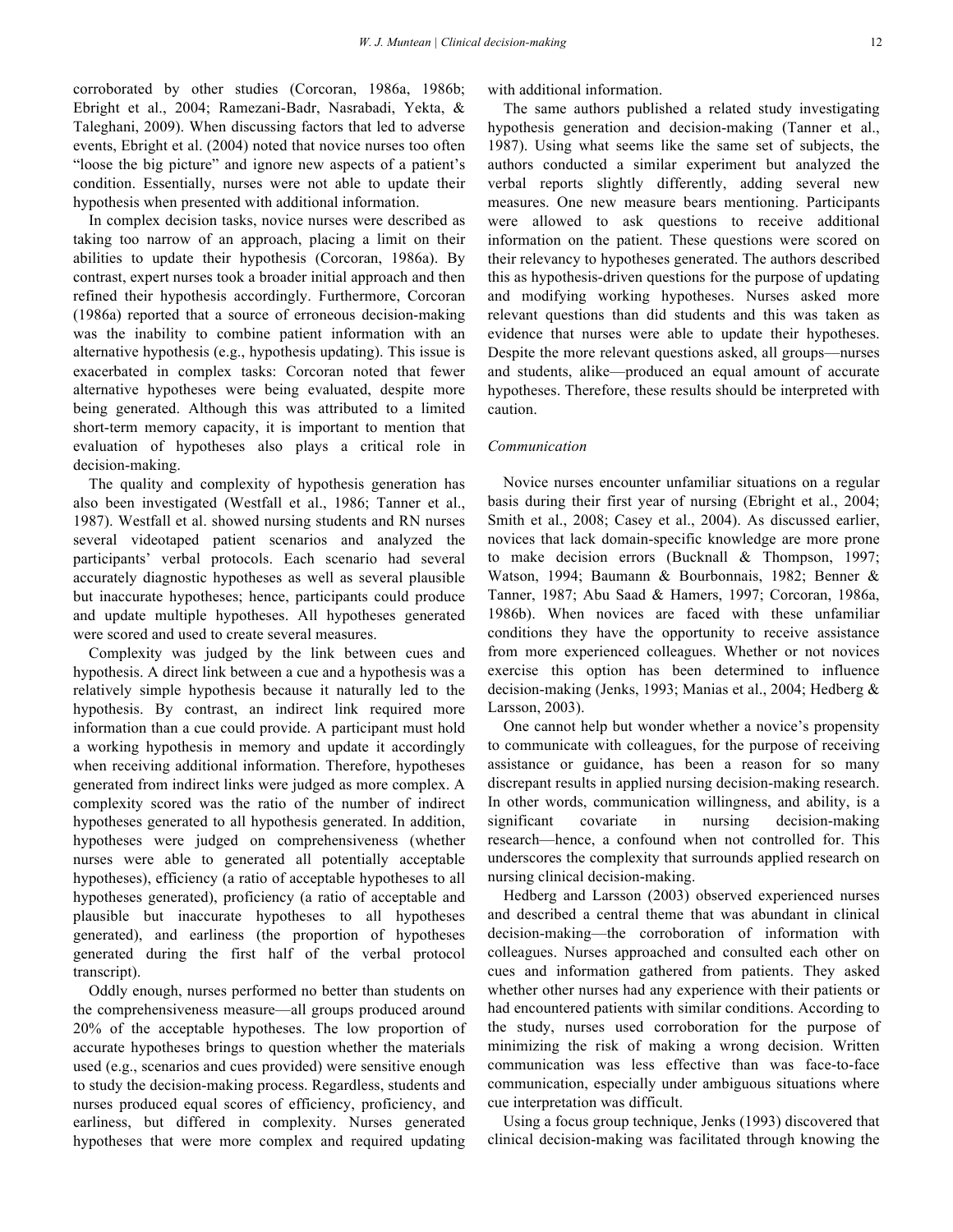corroborated by other studies (Corcoran, 1986a, 1986b; Ebright et al., 2004; Ramezani-Badr, Nasrabadi, Yekta, & Taleghani, 2009). When discussing factors that led to adverse events, Ebright et al. (2004) noted that novice nurses too often "loose the big picture" and ignore new aspects of a patient's condition. Essentially, nurses were not able to update their hypothesis when presented with additional information.

In complex decision tasks, novice nurses were described as taking too narrow of an approach, placing a limit on their abilities to update their hypothesis (Corcoran, 1986a). By contrast, expert nurses took a broader initial approach and then refined their hypothesis accordingly. Furthermore, Corcoran (1986a) reported that a source of erroneous decision-making was the inability to combine patient information with an alternative hypothesis (e.g., hypothesis updating). This issue is exacerbated in complex tasks: Corcoran noted that fewer alternative hypotheses were being evaluated, despite more being generated. Although this was attributed to a limited short-term memory capacity, it is important to mention that evaluation of hypotheses also plays a critical role in decision-making.

The quality and complexity of hypothesis generation has also been investigated (Westfall et al., 1986; Tanner et al., 1987). Westfall et al. showed nursing students and RN nurses several videotaped patient scenarios and analyzed the participants' verbal protocols. Each scenario had several accurately diagnostic hypotheses as well as several plausible but inaccurate hypotheses; hence, participants could produce and update multiple hypotheses. All hypotheses generated were scored and used to create several measures.

Complexity was judged by the link between cues and hypothesis. A direct link between a cue and a hypothesis was a relatively simple hypothesis because it naturally led to the hypothesis. By contrast, an indirect link required more information than a cue could provide. A participant must hold a working hypothesis in memory and update it accordingly when receiving additional information. Therefore, hypotheses generated from indirect links were judged as more complex. A complexity scored was the ratio of the number of indirect hypotheses generated to all hypothesis generated. In addition, hypotheses were judged on comprehensiveness (whether nurses were able to generated all potentially acceptable hypotheses), efficiency (a ratio of acceptable hypotheses to all hypotheses generated), proficiency (a ratio of acceptable and plausible but inaccurate hypotheses to all hypotheses generated), and earliness (the proportion of hypotheses generated during the first half of the verbal protocol transcript).

Oddly enough, nurses performed no better than students on the comprehensiveness measure—all groups produced around 20% of the acceptable hypotheses. The low proportion of accurate hypotheses brings to question whether the materials used (e.g., scenarios and cues provided) were sensitive enough to study the decision-making process. Regardless, students and nurses produced equal scores of efficiency, proficiency, and earliness, but differed in complexity. Nurses generated hypotheses that were more complex and required updating with additional information.

The same authors published a related study investigating hypothesis generation and decision-making (Tanner et al., 1987). Using what seems like the same set of subjects, the authors conducted a similar experiment but analyzed the verbal reports slightly differently, adding several new measures. One new measure bears mentioning. Participants were allowed to ask questions to receive additional information on the patient. These questions were scored on their relevancy to hypotheses generated. The authors described this as hypothesis-driven questions for the purpose of updating and modifying working hypotheses. Nurses asked more relevant questions than did students and this was taken as evidence that nurses were able to update their hypotheses. Despite the more relevant questions asked, all groups—nurses and students, alike—produced an equal amount of accurate hypotheses. Therefore, these results should be interpreted with caution.

*Communication*

Novice nurses encounter unfamiliar situations on a regular basis during their first year of nursing (Ebright et al., 2004; Smith et al., 2008; Casey et al., 2004). As discussed earlier, novices that lack domain-specific knowledge are more prone to make decision errors (Bucknall & Thompson, 1997; Watson, 1994; Baumann & Bourbonnais, 1982; Benner & Tanner, 1987; Abu Saad & Hamers, 1997; Corcoran, 1986a, 1986b). When novices are faced with these unfamiliar conditions they have the opportunity to receive assistance from more experienced colleagues. Whether or not novices exercise this option has been determined to influence decision-making (Jenks, 1993; Manias et al., 2004; Hedberg & Larsson, 2003).

One cannot help but wonder whether a novice's propensity to communicate with colleagues, for the purpose of receiving assistance or guidance, has been a reason for so many discrepant results in applied nursing decision-making research. In other words, communication willingness, and ability, is a significant covariate in nursing decision-making research—hence, a confound when not controlled for. This underscores the complexity that surrounds applied research on nursing clinical decision-making.

Hedberg and Larsson (2003) observed experienced nurses and described a central theme that was abundant in clinical decision-making—the corroboration of information with colleagues. Nurses approached and consulted each other on cues and information gathered from patients. They asked whether other nurses had any experience with their patients or had encountered patients with similar conditions. According to the study, nurses used corroboration for the purpose of minimizing the risk of making a wrong decision. Written communication was less effective than was face-to-face communication, especially under ambiguous situations where cue interpretation was difficult.

Using a focus group technique, Jenks (1993) discovered that clinical decision-making was facilitated through knowing the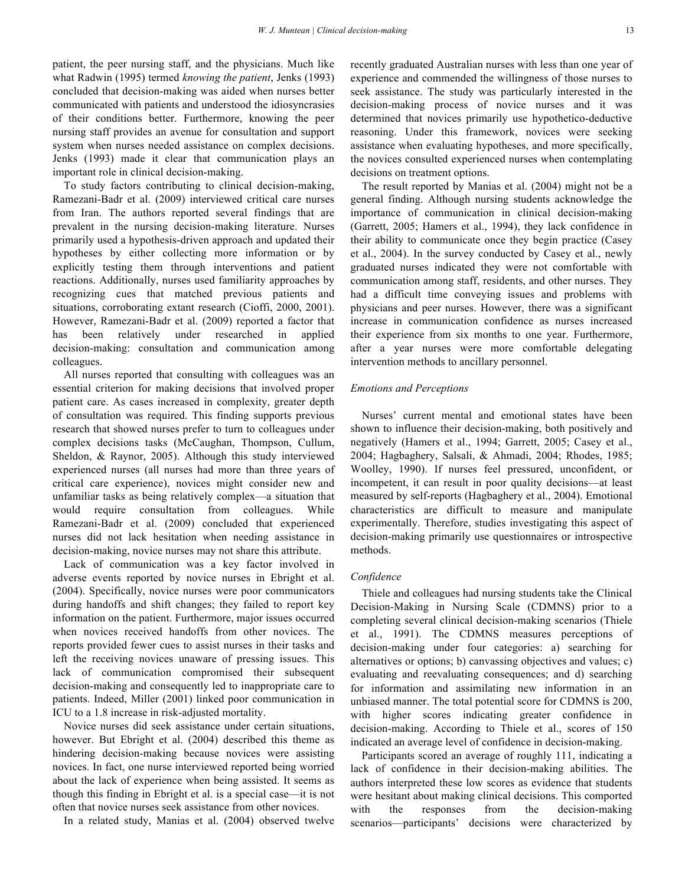patient, the peer nursing staff, and the physicians. Much like what Radwin (1995) termed *knowing the patient*, Jenks (1993) concluded that decision-making was aided when nurses better communicated with patients and understood the idiosyncrasies of their conditions better. Furthermore, knowing the peer nursing staff provides an avenue for consultation and support system when nurses needed assistance on complex decisions. Jenks (1993) made it clear that communication plays an important role in clinical decision-making.

To study factors contributing to clinical decision-making, Ramezani-Badr et al. (2009) interviewed critical care nurses from Iran. The authors reported several findings that are prevalent in the nursing decision-making literature. Nurses primarily used a hypothesis-driven approach and updated their hypotheses by either collecting more information or by explicitly testing them through interventions and patient reactions. Additionally, nurses used familiarity approaches by recognizing cues that matched previous patients and situations, corroborating extant research (Cioffi, 2000, 2001). However, Ramezani-Badr et al. (2009) reported a factor that has been relatively under researched in applied decision-making: consultation and communication among colleagues.

All nurses reported that consulting with colleagues was an essential criterion for making decisions that involved proper patient care. As cases increased in complexity, greater depth of consultation was required. This finding supports previous research that showed nurses prefer to turn to colleagues under complex decisions tasks (McCaughan, Thompson, Cullum, Sheldon, & Raynor, 2005). Although this study interviewed experienced nurses (all nurses had more than three years of critical care experience), novices might consider new and unfamiliar tasks as being relatively complex—a situation that would require consultation from colleagues. While Ramezani-Badr et al. (2009) concluded that experienced nurses did not lack hesitation when needing assistance in decision-making, novice nurses may not share this attribute.

Lack of communication was a key factor involved in adverse events reported by novice nurses in Ebright et al. (2004). Specifically, novice nurses were poor communicators during handoffs and shift changes; they failed to report key information on the patient. Furthermore, major issues occurred when novices received handoffs from other novices. The reports provided fewer cues to assist nurses in their tasks and left the receiving novices unaware of pressing issues. This lack of communication compromised their subsequent decision-making and consequently led to inappropriate care to patients. Indeed, Miller (2001) linked poor communication in ICU to a 1.8 increase in risk-adjusted mortality.

Novice nurses did seek assistance under certain situations, however. But Ebright et al. (2004) described this theme as hindering decision-making because novices were assisting novices. In fact, one nurse interviewed reported being worried about the lack of experience when being assisted. It seems as though this finding in Ebright et al. is a special case—it is not often that novice nurses seek assistance from other novices.

In a related study, Manias et al. (2004) observed twelve recently graduated Australian nurses with less than one year of experience and commended the willingness of those nurses to seek assistance. The study was particularly interested in the decision-making process of novice nurses and it was determined that novices primarily use hypothetico-deductive reasoning. Under this framework, novices were seeking assistance when evaluating hypotheses, and more specifically, the novices consulted experienced nurses when contemplating decisions on treatment options.

The result reported by Manias et al. (2004) might not be a general finding. Although nursing students acknowledge the importance of communication in clinical decision-making (Garrett, 2005; Hamers et al., 1994), they lack confidence in their ability to communicate once they begin practice (Casey et al., 2004). In the survey conducted by Casey et al., newly graduated nurses indicated they were not comfortable with communication among staff, residents, and other nurses. They had a difficult time conveying issues and problems with physicians and peer nurses. However, there was a significant increase in communication confidence as nurses increased their experience from six months to one year. Furthermore, after a year nurses were more comfortable delegating intervention methods to ancillary personnel.

### *Emotions and Perceptions*

Nurses' current mental and emotional states have been shown to influence their decision-making, both positively and negatively (Hamers et al., 1994; Garrett, 2005; Casey et al., 2004; Hagbaghery, Salsali, & Ahmadi, 2004; Rhodes, 1985; Woolley, 1990). If nurses feel pressured, unconfident, or incompetent, it can result in poor quality decisions—at least measured by self-reports (Hagbaghery et al., 2004). Emotional characteristics are difficult to measure and manipulate experimentally. Therefore, studies investigating this aspect of decision-making primarily use questionnaires or introspective methods.

### *Confidence*

Thiele and colleagues had nursing students take the Clinical Decision-Making in Nursing Scale (CDMNS) prior to a completing several clinical decision-making scenarios (Thiele et al., 1991). The CDMNS measures perceptions of decision-making under four categories: a) searching for alternatives or options; b) canvassing objectives and values; c) evaluating and reevaluating consequences; and d) searching for information and assimilating new information in an unbiased manner. The total potential score for CDMNS is 200, with higher scores indicating greater confidence in decision-making. According to Thiele et al., scores of 150 indicated an average level of confidence in decision-making.

Participants scored an average of roughly 111, indicating a lack of confidence in their decision-making abilities. The authors interpreted these low scores as evidence that students were hesitant about making clinical decisions. This comported with the responses from the decision-making scenarios—participants' decisions were characterized by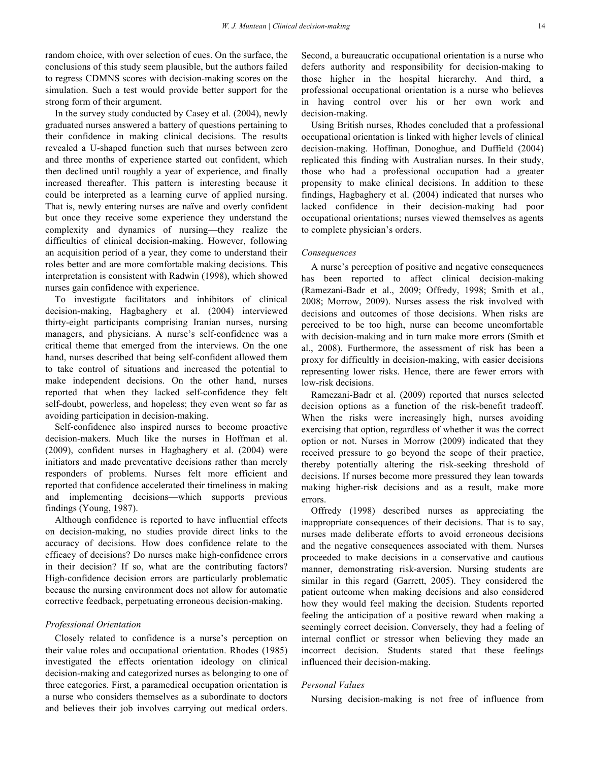random choice, with over selection of cues. On the surface, the conclusions of this study seem plausible, but the authors failed to regress CDMNS scores with decision-making scores on the simulation. Such a test would provide better support for the strong form of their argument.

In the survey study conducted by Casey et al. (2004), newly graduated nurses answered a battery of questions pertaining to their confidence in making clinical decisions. The results revealed a U-shaped function such that nurses between zero and three months of experience started out confident, which then declined until roughly a year of experience, and finally increased thereafter. This pattern is interesting because it could be interpreted as a learning curve of applied nursing. That is, newly entering nurses are naïve and overly confident but once they receive some experience they understand the complexity and dynamics of nursing—they realize the difficulties of clinical decision-making. However, following an acquisition period of a year, they come to understand their roles better and are more comfortable making decisions. This interpretation is consistent with Radwin (1998), which showed nurses gain confidence with experience.

To investigate facilitators and inhibitors of clinical decision-making, Hagbaghery et al. (2004) interviewed thirty-eight participants comprising Iranian nurses, nursing managers, and physicians. A nurse's self-confidence was a critical theme that emerged from the interviews. On the one hand, nurses described that being self-confident allowed them to take control of situations and increased the potential to make independent decisions. On the other hand, nurses reported that when they lacked self-confidence they felt self-doubt, powerless, and hopeless; they even went so far as avoiding participation in decision-making.

Self-confidence also inspired nurses to become proactive decision-makers. Much like the nurses in Hoffman et al. (2009), confident nurses in Hagbaghery et al. (2004) were initiators and made preventative decisions rather than merely responders of problems. Nurses felt more efficient and reported that confidence accelerated their timeliness in making and implementing decisions—which supports previous findings (Young, 1987).

Although confidence is reported to have influential effects on decision-making, no studies provide direct links to the accuracy of decisions. How does confidence relate to the efficacy of decisions? Do nurses make high-confidence errors in their decision? If so, what are the contributing factors? High-confidence decision errors are particularly problematic because the nursing environment does not allow for automatic corrective feedback, perpetuating erroneous decision-making.

*Professional Orientation*

Closely related to confidence is a nurse's perception on their value roles and occupational orientation. Rhodes (1985) investigated the effects orientation ideology on clinical decision-making and categorized nurses as belonging to one of three categories. First, a paramedical occupation orientation is a nurse who considers themselves as a subordinate to doctors and believes their job involves carrying out medical orders. Second, a bureaucratic occupational orientation is a nurse who defers authority and responsibility for decision-making to those higher in the hospital hierarchy. And third, a professional occupational orientation is a nurse who believes in having control over his or her own work and decision-making.

Using British nurses, Rhodes concluded that a professional occupational orientation is linked with higher levels of clinical decision-making. Hoffman, Donoghue, and Duffield (2004) replicated this finding with Australian nurses. In their study, those who had a professional occupation had a greater propensity to make clinical decisions. In addition to these findings, Hagbaghery et al. (2004) indicated that nurses who lacked confidence in their decision-making had poor occupational orientations; nurses viewed themselves as agents to complete physician's orders.

*Consequences*

A nurse's perception of positive and negative consequences has been reported to affect clinical decision-making (Ramezani-Badr et al., 2009; Offredy, 1998; Smith et al., 2008; Morrow, 2009). Nurses assess the risk involved with decisions and outcomes of those decisions. When risks are perceived to be too high, nurse can become uncomfortable with decision-making and in turn make more errors (Smith et al., 2008). Furthermore, the assessment of risk has been a proxy for difficultly in decision-making, with easier decisions representing lower risks. Hence, there are fewer errors with low-risk decisions.

Ramezani-Badr et al. (2009) reported that nurses selected decision options as a function of the risk-benefit tradeoff. When the risks were increasingly high, nurses avoiding exercising that option, regardless of whether it was the correct option or not. Nurses in Morrow (2009) indicated that they received pressure to go beyond the scope of their practice, thereby potentially altering the risk-seeking threshold of decisions. If nurses become more pressured they lean towards making higher-risk decisions and as a result, make more errors.

Offredy (1998) described nurses as appreciating the inappropriate consequences of their decisions. That is to say, nurses made deliberate efforts to avoid erroneous decisions and the negative consequences associated with them. Nurses proceeded to make decisions in a conservative and cautious manner, demonstrating risk-aversion. Nursing students are similar in this regard (Garrett, 2005). They considered the patient outcome when making decisions and also considered how they would feel making the decision. Students reported feeling the anticipation of a positive reward when making a seemingly correct decision. Conversely, they had a feeling of internal conflict or stressor when believing they made an incorrect decision. Students stated that these feelings influenced their decision-making.

*Personal Values*

Nursing decision-making is not free of influence from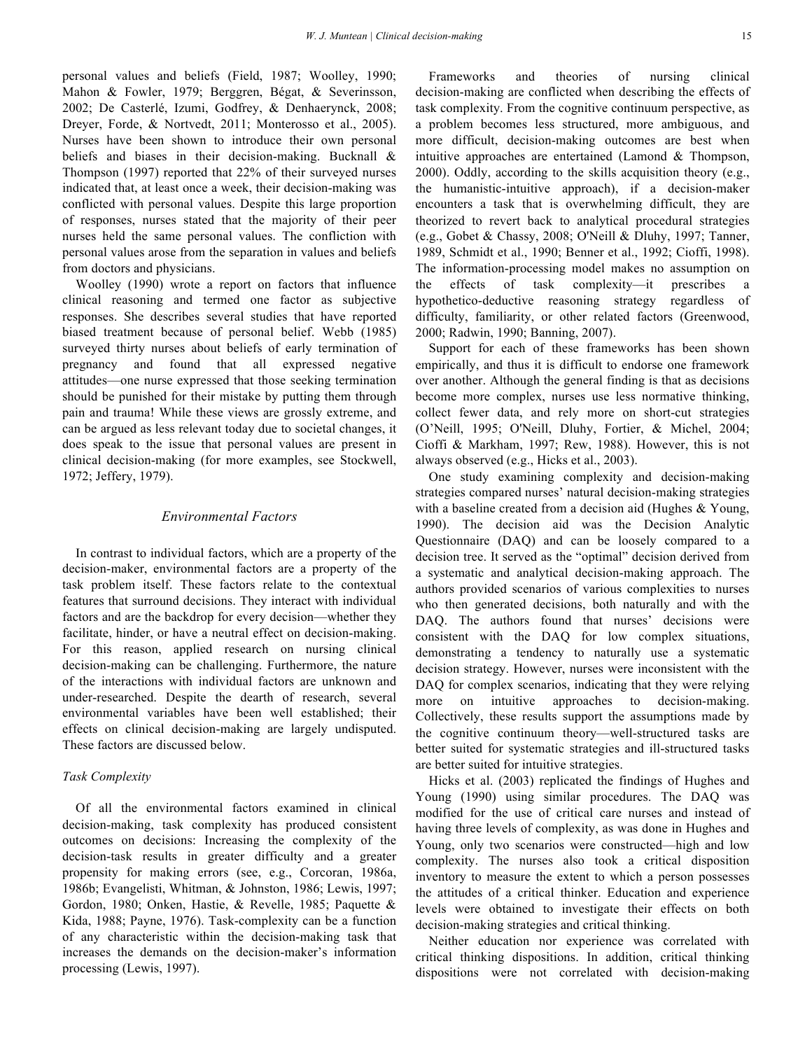personal values and beliefs (Field, 1987; Woolley, 1990; Mahon & Fowler, 1979; Berggren, Bégat, & Severinsson, 2002; De Casterlé, Izumi, Godfrey, & Denhaerynck, 2008; Dreyer, Forde, & Nortvedt, 2011; Monterosso et al., 2005). Nurses have been shown to introduce their own personal beliefs and biases in their decision-making. Bucknall & Thompson (1997) reported that 22% of their surveyed nurses indicated that, at least once a week, their decision-making was conflicted with personal values. Despite this large proportion of responses, nurses stated that the majority of their peer nurses held the same personal values. The confliction with personal values arose from the separation in values and beliefs from doctors and physicians.

Woolley (1990) wrote a report on factors that influence clinical reasoning and termed one factor as subjective responses. She describes several studies that have reported biased treatment because of personal belief. Webb (1985) surveyed thirty nurses about beliefs of early termination of pregnancy and found that all expressed negative attitudes—one nurse expressed that those seeking termination should be punished for their mistake by putting them through pain and trauma! While these views are grossly extreme, and can be argued as less relevant today due to societal changes, it does speak to the issue that personal values are present in clinical decision-making (for more examples, see Stockwell, 1972; Jeffery, 1979).

## *Environmental Factors*

In contrast to individual factors, which are a property of the decision-maker, environmental factors are a property of the task problem itself. These factors relate to the contextual features that surround decisions. They interact with individual factors and are the backdrop for every decision—whether they facilitate, hinder, or have a neutral effect on decision-making. For this reason, applied research on nursing clinical decision-making can be challenging. Furthermore, the nature of the interactions with individual factors are unknown and under-researched. Despite the dearth of research, several environmental variables have been well established; their effects on clinical decision-making are largely undisputed. These factors are discussed below.

### *Task Complexity*

Of all the environmental factors examined in clinical decision-making, task complexity has produced consistent outcomes on decisions: Increasing the complexity of the decision-task results in greater difficulty and a greater propensity for making errors (see, e.g., Corcoran, 1986a, 1986b; Evangelisti, Whitman, & Johnston, 1986; Lewis, 1997; Gordon, 1980; Onken, Hastie, & Revelle, 1985; Paquette & Kida, 1988; Payne, 1976). Task-complexity can be a function of any characteristic within the decision-making task that increases the demands on the decision-maker's information processing (Lewis, 1997).

Frameworks and theories of nursing clinical decision-making are conflicted when describing the effects of task complexity. From the cognitive continuum perspective, as a problem becomes less structured, more ambiguous, and more difficult, decision-making outcomes are best when intuitive approaches are entertained (Lamond & Thompson, 2000). Oddly, according to the skills acquisition theory (e.g., the humanistic-intuitive approach), if a decision-maker encounters a task that is overwhelming difficult, they are theorized to revert back to analytical procedural strategies (e.g., Gobet & Chassy, 2008; O'Neill & Dluhy, 1997; Tanner, 1989, Schmidt et al., 1990; Benner et al., 1992; Cioffi, 1998). The information-processing model makes no assumption on the effects of task complexity—it prescribes a hypothetico-deductive reasoning strategy regardless of difficulty, familiarity, or other related factors (Greenwood, 2000; Radwin, 1990; Banning, 2007).

Support for each of these frameworks has been shown empirically, and thus it is difficult to endorse one framework over another. Although the general finding is that as decisions become more complex, nurses use less normative thinking, collect fewer data, and rely more on short-cut strategies (O'Neill, 1995; O'Neill, Dluhy, Fortier, & Michel, 2004; Cioffi & Markham, 1997; Rew, 1988). However, this is not always observed (e.g., Hicks et al., 2003).

One study examining complexity and decision-making strategies compared nurses' natural decision-making strategies with a baseline created from a decision aid (Hughes & Young, 1990). The decision aid was the Decision Analytic Questionnaire (DAQ) and can be loosely compared to a decision tree. It served as the "optimal" decision derived from a systematic and analytical decision-making approach. The authors provided scenarios of various complexities to nurses who then generated decisions, both naturally and with the DAQ. The authors found that nurses' decisions were consistent with the DAQ for low complex situations, demonstrating a tendency to naturally use a systematic decision strategy. However, nurses were inconsistent with the DAQ for complex scenarios, indicating that they were relying more on intuitive approaches to decision-making. Collectively, these results support the assumptions made by the cognitive continuum theory—well-structured tasks are better suited for systematic strategies and ill-structured tasks are better suited for intuitive strategies.

Hicks et al. (2003) replicated the findings of Hughes and Young (1990) using similar procedures. The DAQ was modified for the use of critical care nurses and instead of having three levels of complexity, as was done in Hughes and Young, only two scenarios were constructed—high and low complexity. The nurses also took a critical disposition inventory to measure the extent to which a person possesses the attitudes of a critical thinker. Education and experience levels were obtained to investigate their effects on both decision-making strategies and critical thinking.

Neither education nor experience was correlated with critical thinking dispositions. In addition, critical thinking dispositions were not correlated with decision-making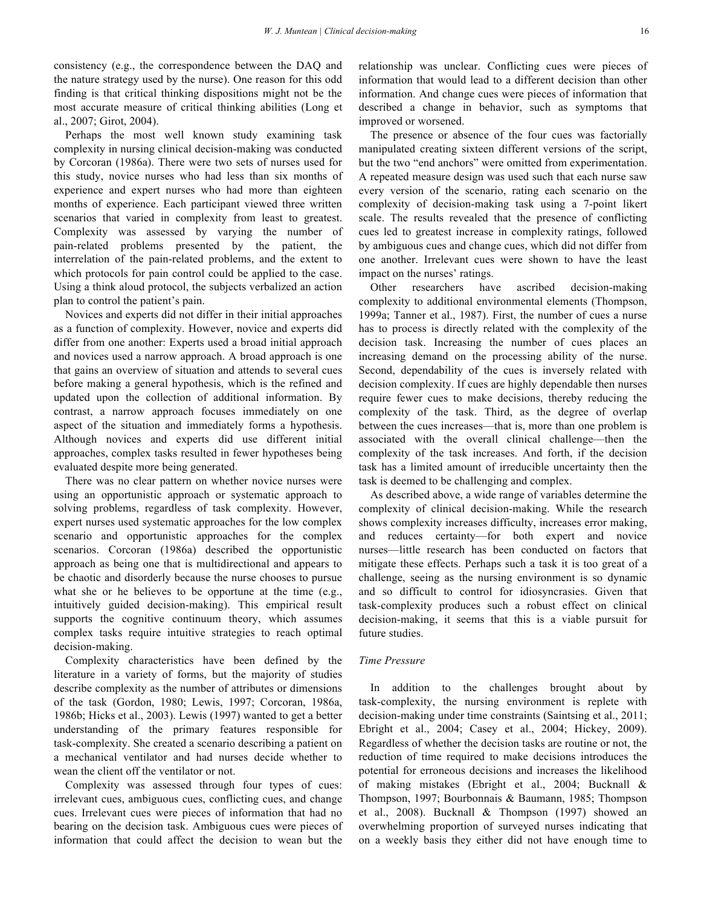consistency (e.g., the correspondence between the DAQ and the nature strategy used by the nurse). One reason for this odd finding is that critical thinking dispositions might not be the most accurate measure of critical thinking abilities (Long et al., 2007; Girot, 2004).

Perhaps the most well known study examining task complexity in nursing clinical decision-making was conducted by Corcoran (1986a). There were two sets of nurses used for this study, novice nurses who had less than six months of experience and expert nurses who had more than eighteen months of experience. Each participant viewed three written scenarios that varied in complexity from least to greatest. Complexity was assessed by varying the number of pain-related problems presented by the patient, the interrelation of the pain-related problems, and the extent to which protocols for pain control could be applied to the case. Using a think aloud protocol, the subjects verbalized an action plan to control the patient's pain.

Novices and experts did not differ in their initial approaches as a function of complexity. However, novice and experts did differ from one another: Experts used a broad initial approach and novices used a narrow approach. A broad approach is one that gains an overview of situation and attends to several cues before making a general hypothesis, which is the refined and updated upon the collection of additional information. By contrast, a narrow approach focuses immediately on one aspect of the situation and immediately forms a hypothesis. Although novices and experts did use different initial approaches, complex tasks resulted in fewer hypotheses being evaluated despite more being generated.

There was no clear pattern on whether novice nurses were using an opportunistic approach or systematic approach to solving problems, regardless of task complexity. However, expert nurses used systematic approaches for the low complex scenario and opportunistic approaches for the complex scenarios. Corcoran (1986a) described the opportunistic approach as being one that is multidirectional and appears to be chaotic and disorderly because the nurse chooses to pursue what she or he believes to be opportune at the time (e.g., intuitively guided decision-making). This empirical result supports the cognitive continuum theory, which assumes complex tasks require intuitive strategies to reach optimal decision-making.

Complexity characteristics have been defined by the literature in a variety of forms, but the majority of studies describe complexity as the number of attributes or dimensions of the task (Gordon, 1980; Lewis, 1997; Corcoran, 1986a, 1986b; Hicks et al., 2003). Lewis (1997) wanted to get a better understanding of the primary features responsible for task-complexity. She created a scenario describing a patient on a mechanical ventilator and had nurses decide whether to wean the client off the ventilator or not.

Complexity was assessed through four types of cues: irrelevant cues, ambiguous cues, conflicting cues, and change cues. Irrelevant cues were pieces of information that had no bearing on the decision task. Ambiguous cues were pieces of information that could affect the decision to wean but the relationship was unclear. Conflicting cues were pieces of information that would lead to a different decision than other information. And change cues were pieces of information that described a change in behavior, such as symptoms that improved or worsened.

The presence or absence of the four cues was factorially manipulated creating sixteen different versions of the script, but the two "end anchors" were omitted from experimentation. A repeated measure design was used such that each nurse saw every version of the scenario, rating each scenario on the complexity of decision-making task using a 7-point likert scale. The results revealed that the presence of conflicting cues led to greatest increase in complexity ratings, followed by ambiguous cues and change cues, which did not differ from one another. Irrelevant cues were shown to have the least impact on the nurses' ratings.

Other researchers have ascribed decision-making complexity to additional environmental elements (Thompson, 1999a; Tanner et al., 1987). First, the number of cues a nurse has to process is directly related with the complexity of the decision task. Increasing the number of cues places an increasing demand on the processing ability of the nurse. Second, dependability of the cues is inversely related with decision complexity. If cues are highly dependable then nurses require fewer cues to make decisions, thereby reducing the complexity of the task. Third, as the degree of overlap between the cues increases—that is, more than one problem is associated with the overall clinical challenge—then the complexity of the task increases. And forth, if the decision task has a limited amount of irreducible uncertainty then the task is deemed to be challenging and complex.

As described above, a wide range of variables determine the complexity of clinical decision-making. While the research shows complexity increases difficulty, increases error making, and reduces certainty—for both expert and novice nurses—little research has been conducted on factors that mitigate these effects. Perhaps such a task it is too great of a challenge, seeing as the nursing environment is so dynamic and so difficult to control for idiosyncrasies. Given that task-complexity produces such a robust effect on clinical decision-making, it seems that this is a viable pursuit for future studies.

### *Time Pressure*

In addition to the challenges brought about by task-complexity, the nursing environment is replete with decision-making under time constraints (Saintsing et al., 2011; Ebright et al., 2004; Casey et al., 2004; Hickey, 2009). Regardless of whether the decision tasks are routine or not, the reduction of time required to make decisions introduces the potential for erroneous decisions and increases the likelihood of making mistakes (Ebright et al., 2004; Bucknall & Thompson, 1997; Bourbonnais & Baumann, 1985; Thompson et al., 2008). Bucknall & Thompson (1997) showed an overwhelming proportion of surveyed nurses indicating that on a weekly basis they either did not have enough time to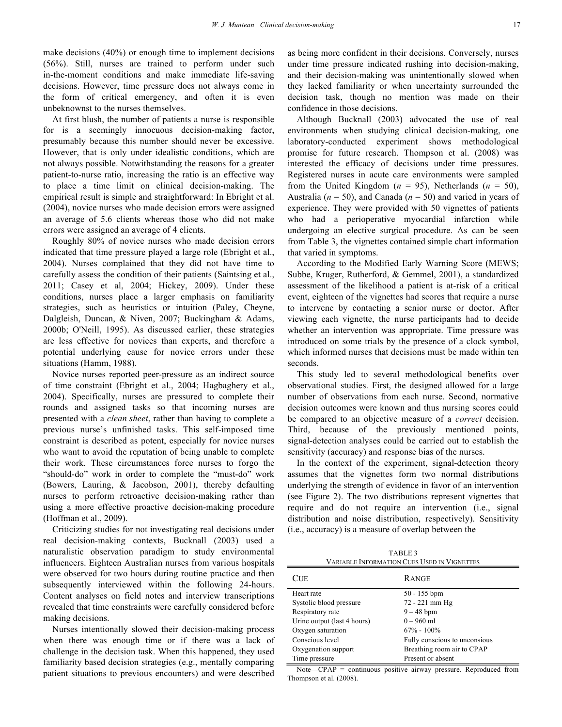make decisions (40%) or enough time to implement decisions (56%). Still, nurses are trained to perform under such in-the-moment conditions and make immediate life-saving decisions. However, time pressure does not always come in the form of critical emergency, and often it is even unbeknownst to the nurses themselves.

At first blush, the number of patients a nurse is responsible for is a seemingly innocuous decision-making factor, presumably because this number should never be excessive. However, that is only under idealistic conditions, which are not always possible. Notwithstanding the reasons for a greater patient-to-nurse ratio, increasing the ratio is an effective way to place a time limit on clinical decision-making. The empirical result is simple and straightforward: In Ebright et al. (2004), novice nurses who made decision errors were assigned an average of 5.6 clients whereas those who did not make errors were assigned an average of 4 clients.

Roughly 80% of novice nurses who made decision errors indicated that time pressure played a large role (Ebright et al., 2004). Nurses complained that they did not have time to carefully assess the condition of their patients (Saintsing et al., 2011; Casey et al, 2004; Hickey, 2009). Under these conditions, nurses place a larger emphasis on familiarity strategies, such as heuristics or intuition (Paley, Cheyne, Dalgleish, Duncan, & Niven, 2007; Buckingham & Adams, 2000b; O'Neill, 1995). As discussed earlier, these strategies are less effective for novices than experts, and therefore a potential underlying cause for novice errors under these situations (Hamm, 1988).

Novice nurses reported peer-pressure as an indirect source of time constraint (Ebright et al., 2004; Hagbaghery et al., 2004). Specifically, nurses are pressured to complete their rounds and assigned tasks so that incoming nurses are presented with a *clean sheet*, rather than having to complete a previous nurse's unfinished tasks. This self-imposed time constraint is described as potent, especially for novice nurses who want to avoid the reputation of being unable to complete their work. These circumstances force nurses to forgo the "should-do" work in order to complete the "must-do" work (Bowers, Lauring, & Jacobson, 2001), thereby defaulting nurses to perform retroactive decision-making rather than using a more effective proactive decision-making procedure (Hoffman et al., 2009).

Criticizing studies for not investigating real decisions under real decision-making contexts, Bucknall (2003) used a naturalistic observation paradigm to study environmental influencers. Eighteen Australian nurses from various hospitals were observed for two hours during routine practice and then subsequently interviewed within the following 24-hours. Content analyses on field notes and interview transcriptions revealed that time constraints were carefully considered before making decisions.

Nurses intentionally slowed their decision-making process when there was enough time or if there was a lack of challenge in the decision task. When this happened, they used familiarity based decision strategies (e.g., mentally comparing patient situations to previous encounters) and were described as being more confident in their decisions. Conversely, nurses under time pressure indicated rushing into decision-making, and their decision-making was unintentionally slowed when they lacked familiarity or when uncertainty surrounded the decision task, though no mention was made on their confidence in those decisions.

Although Bucknall (2003) advocated the use of real environments when studying clinical decision-making, one laboratory-conducted experiment shows methodological promise for future research. Thompson et al. (2008) was interested the efficacy of decisions under time pressures. Registered nurses in acute care environments were sampled from the United Kingdom ($n$ = 95), Netherlands ($n$ = 50), Australia ($n$ = 50), and Canada ($n$ = 50) and varied in years of experience. They were provided with 50 vignettes of patients who had a perioperative myocardial infarction while undergoing an elective surgical procedure. As can be seen from Table 3, the vignettes contained simple chart information that varied in symptoms.

According to the Modified Early Warning Score (MEWS; Subbe, Kruger, Rutherford, & Gemmel, 2001), a standardized assessment of the likelihood a patient is at-risk of a critical event, eighteen of the vignettes had scores that require a nurse to intervene by contacting a senior nurse or doctor. After viewing each vignette, the nurse participants had to decide whether an intervention was appropriate. Time pressure was introduced on some trials by the presence of a clock symbol, which informed nurses that decisions must be made within ten seconds.

This study led to several methodological benefits over observational studies. First, the designed allowed for a large number of observations from each nurse. Second, normative decision outcomes were known and thus nursing scores could be compared to an objective measure of a *correct* decision. Third, because of the previously mentioned points, signal-detection analyses could be carried out to establish the sensitivity (accuracy) and response bias of the nurses.

In the context of the experiment, signal-detection theory assumes that the vignettes form two normal distributions underlying the strength of evidence in favor of an intervention (see Figure 2). The two distributions represent vignettes that require and do not require an intervention (i.e., signal distribution and noise distribution, respectively). Sensitivity (i.e., accuracy) is a measure of overlap between the

TABLE 3
VARIABLE INFORMATION CUES USED IN VIGNETTES

| CUE | RANGE |
|---|---|
| Heart rate | 50 - 155 bpm |
| Systolic blood pressure | 72 - 221 mm Hg |
| Respiratory rate | 9 – 48 bpm |
| Urine output (last 4 hours) | 0 – 960 ml |
| Oxygen saturation | 67% - 100% |
| Conscious level | Fully conscious to unconsious |
| Oxygenation support | Breathing room air to CPAP |
| Time pressure | Present or absent |

Note—CPAP = continuous positive airway pressure. Reproduced from Thompson et al. (2008).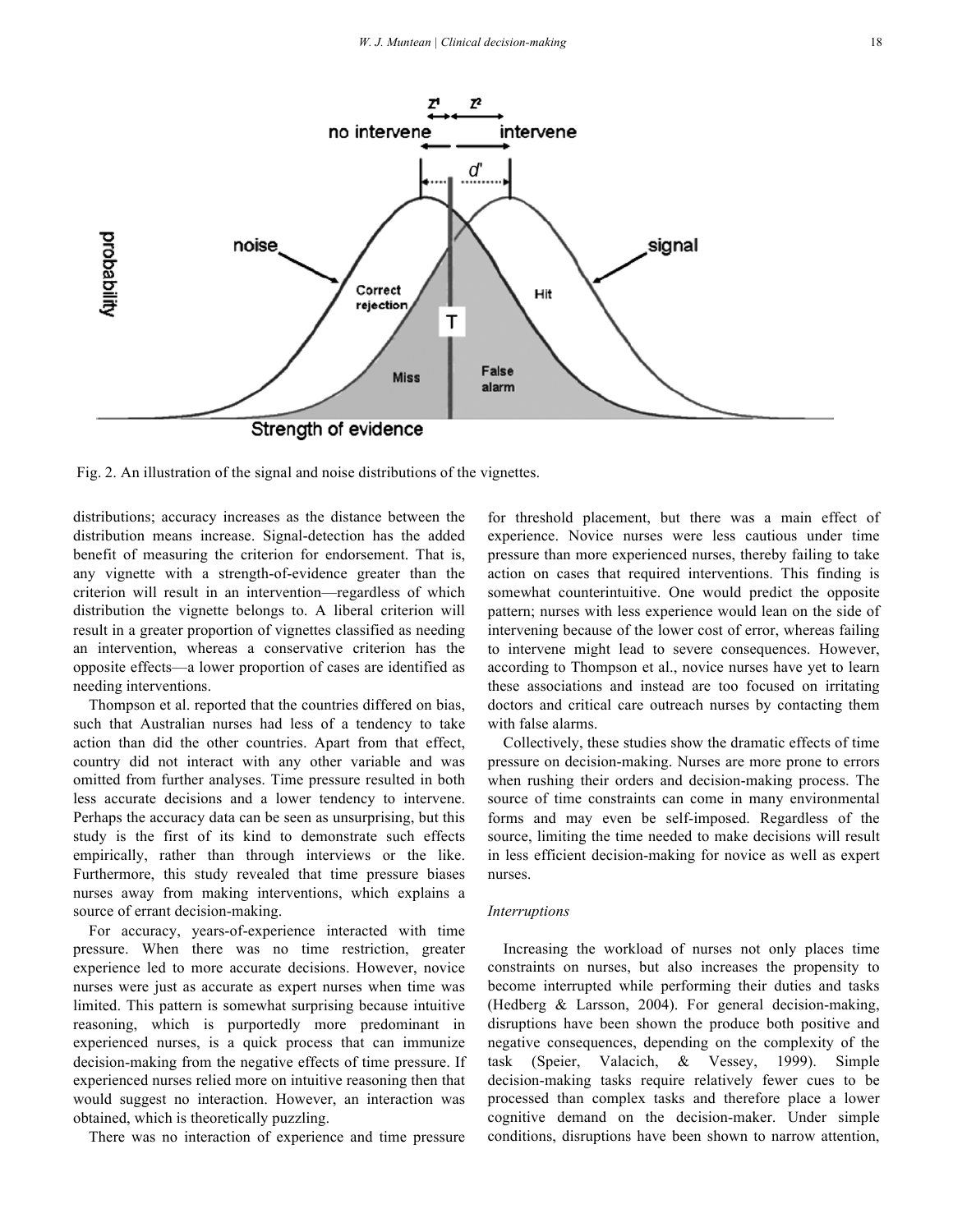Fig. 2. An illustration of the signal and noise distributions of the vignettes.

distributions; accuracy increases as the distance between the distribution means increase. Signal-detection has the added benefit of measuring the criterion for endorsement. That is, any vignette with a strength-of-evidence greater than the criterion will result in an intervention—regardless of which distribution the vignette belongs to. A liberal criterion will result in a greater proportion of vignettes classified as needing an intervention, whereas a conservative criterion has the opposite effects—a lower proportion of cases are identified as needing interventions.

Thompson et al. reported that the countries differed on bias, such that Australian nurses had less of a tendency to take action than did the other countries. Apart from that effect, country did not interact with any other variable and was omitted from further analyses. Time pressure resulted in both less accurate decisions and a lower tendency to intervene. Perhaps the accuracy data can be seen as unsurprising, but this study is the first of its kind to demonstrate such effects empirically, rather than through interviews or the like. Furthermore, this study revealed that time pressure biases nurses away from making interventions, which explains a source of errant decision-making.

For accuracy, years-of-experience interacted with time pressure. When there was no time restriction, greater experience led to more accurate decisions. However, novice nurses were just as accurate as expert nurses when time was limited. This pattern is somewhat surprising because intuitive reasoning, which is purportedly more predominant in experienced nurses, is a quick process that can immunize decision-making from the negative effects of time pressure. If experienced nurses relied more on intuitive reasoning then that would suggest no interaction. However, an interaction was obtained, which is theoretically puzzling.

There was no interaction of experience and time pressure for threshold placement, but there was a main effect of experience. Novice nurses were less cautious under time pressure than more experienced nurses, thereby failing to take action on cases that required interventions. This finding is somewhat counterintuitive. One would predict the opposite pattern; nurses with less experience would lean on the side of intervening because of the lower cost of error, whereas failing to intervene might lead to severe consequences. However, according to Thompson et al., novice nurses have yet to learn these associations and instead are too focused on irritating doctors and critical care outreach nurses by contacting them with false alarms.

Collectively, these studies show the dramatic effects of time pressure on decision-making. Nurses are more prone to errors when rushing their orders and decision-making process. The source of time constraints can come in many environmental forms and may even be self-imposed. Regardless of the source, limiting the time needed to make decisions will result in less efficient decision-making for novice as well as expert nurses.

### *Interruptions*

Increasing the workload of nurses not only places time constraints on nurses, but also increases the propensity to become interrupted while performing their duties and tasks (Hedberg & Larsson, 2004). For general decision-making, disruptions have been shown the produce both positive and negative consequences, depending on the complexity of the task (Speier, Valacich, & Vessey, 1999). Simple decision-making tasks require relatively fewer cues to be processed than complex tasks and therefore place a lower cognitive demand on the decision-maker. Under simple conditions, disruptions have been shown to narrow attention,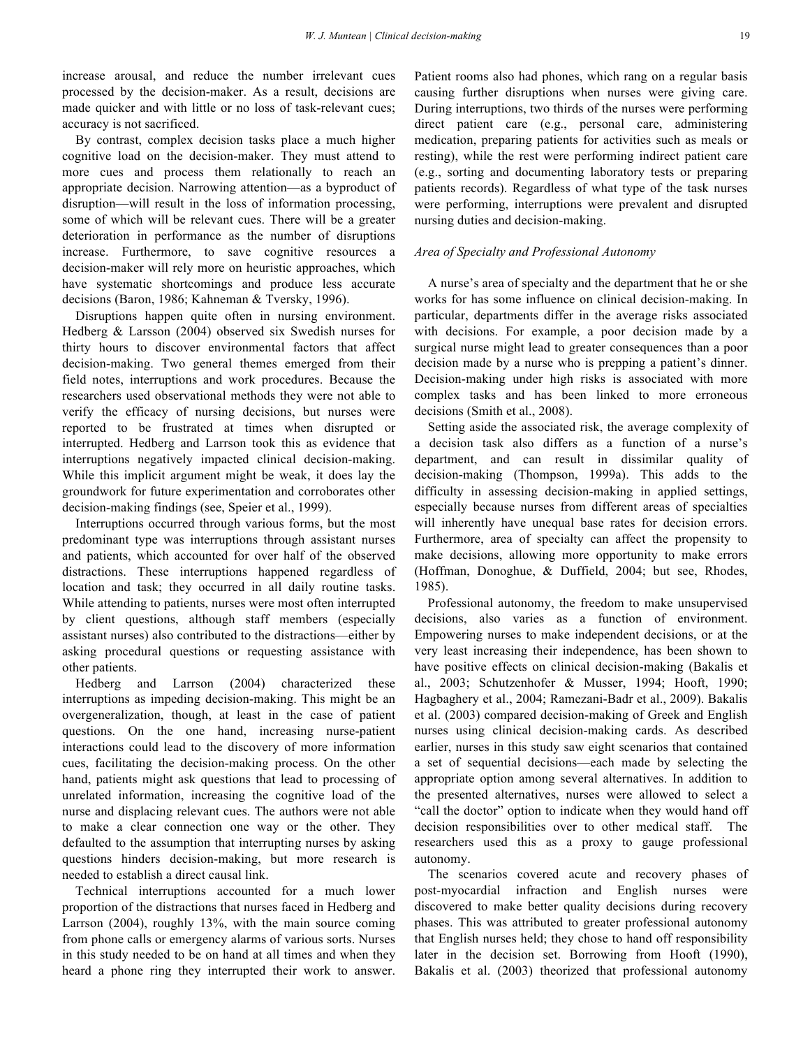increase arousal, and reduce the number irrelevant cues processed by the decision-maker. As a result, decisions are made quicker and with little or no loss of task-relevant cues; accuracy is not sacrificed.

By contrast, complex decision tasks place a much higher cognitive load on the decision-maker. They must attend to more cues and process them relationally to reach an appropriate decision. Narrowing attention—as a byproduct of disruption—will result in the loss of information processing, some of which will be relevant cues. There will be a greater deterioration in performance as the number of disruptions increase. Furthermore, to save cognitive resources a decision-maker will rely more on heuristic approaches, which have systematic shortcomings and produce less accurate decisions (Baron, 1986; Kahneman & Tversky, 1996).

Disruptions happen quite often in nursing environment. Hedberg & Larsson (2004) observed six Swedish nurses for thirty hours to discover environmental factors that affect decision-making. Two general themes emerged from their field notes, interruptions and work procedures. Because the researchers used observational methods they were not able to verify the efficacy of nursing decisions, but nurses were reported to be frustrated at times when disrupted or interrupted. Hedberg and Larrson took this as evidence that interruptions negatively impacted clinical decision-making. While this implicit argument might be weak, it does lay the groundwork for future experimentation and corroborates other decision-making findings (see, Speier et al., 1999).

Interruptions occurred through various forms, but the most predominant type was interruptions through assistant nurses and patients, which accounted for over half of the observed distractions. These interruptions happened regardless of location and task; they occurred in all daily routine tasks. While attending to patients, nurses were most often interrupted by client questions, although staff members (especially assistant nurses) also contributed to the distractions—either by asking procedural questions or requesting assistance with other patients.

Hedberg and Larrson (2004) characterized these interruptions as impeding decision-making. This might be an overgeneralization, though, at least in the case of patient questions. On the one hand, increasing nurse-patient interactions could lead to the discovery of more information cues, facilitating the decision-making process. On the other hand, patients might ask questions that lead to processing of unrelated information, increasing the cognitive load of the nurse and displacing relevant cues. The authors were not able to make a clear connection one way or the other. They defaulted to the assumption that interrupting nurses by asking questions hinders decision-making, but more research is needed to establish a direct causal link.

Technical interruptions accounted for a much lower proportion of the distractions that nurses faced in Hedberg and Larrson (2004), roughly 13%, with the main source coming from phone calls or emergency alarms of various sorts. Nurses in this study needed to be on hand at all times and when they heard a phone ring they interrupted their work to answer. Patient rooms also had phones, which rang on a regular basis causing further disruptions when nurses were giving care. During interruptions, two thirds of the nurses were performing direct patient care (e.g., personal care, administering medication, preparing patients for activities such as meals or resting), while the rest were performing indirect patient care (e.g., sorting and documenting laboratory tests or preparing patients records). Regardless of what type of the task nurses were performing, interruptions were prevalent and disrupted nursing duties and decision-making.

### *Area of Specialty and Professional Autonomy*

A nurse's area of specialty and the department that he or she works for has some influence on clinical decision-making. In particular, departments differ in the average risks associated with decisions. For example, a poor decision made by a surgical nurse might lead to greater consequences than a poor decision made by a nurse who is prepping a patient's dinner. Decision-making under high risks is associated with more complex tasks and has been linked to more erroneous decisions (Smith et al., 2008).

Setting aside the associated risk, the average complexity of a decision task also differs as a function of a nurse's department, and can result in dissimilar quality of decision-making (Thompson, 1999a). This adds to the difficulty in assessing decision-making in applied settings, especially because nurses from different areas of specialties will inherently have unequal base rates for decision errors. Furthermore, area of specialty can affect the propensity to make decisions, allowing more opportunity to make errors (Hoffman, Donoghue, & Duffield, 2004; but see, Rhodes, 1985).

Professional autonomy, the freedom to make unsupervised decisions, also varies as a function of environment. Empowering nurses to make independent decisions, or at the very least increasing their independence, has been shown to have positive effects on clinical decision-making (Bakalis et al., 2003; Schutzenhofer & Musser, 1994; Hooft, 1990; Hagbaghery et al., 2004; Ramezani-Badr et al., 2009). Bakalis et al. (2003) compared decision-making of Greek and English nurses using clinical decision-making cards. As described earlier, nurses in this study saw eight scenarios that contained a set of sequential decisions—each made by selecting the appropriate option among several alternatives. In addition to the presented alternatives, nurses were allowed to select a "call the doctor" option to indicate when they would hand off decision responsibilities over to other medical staff. The researchers used this as a proxy to gauge professional autonomy.

The scenarios covered acute and recovery phases of post-myocardial infraction and English nurses were discovered to make better quality decisions during recovery phases. This was attributed to greater professional autonomy that English nurses held; they chose to hand off responsibility later in the decision set. Borrowing from Hooft (1990), Bakalis et al. (2003) theorized that professional autonomy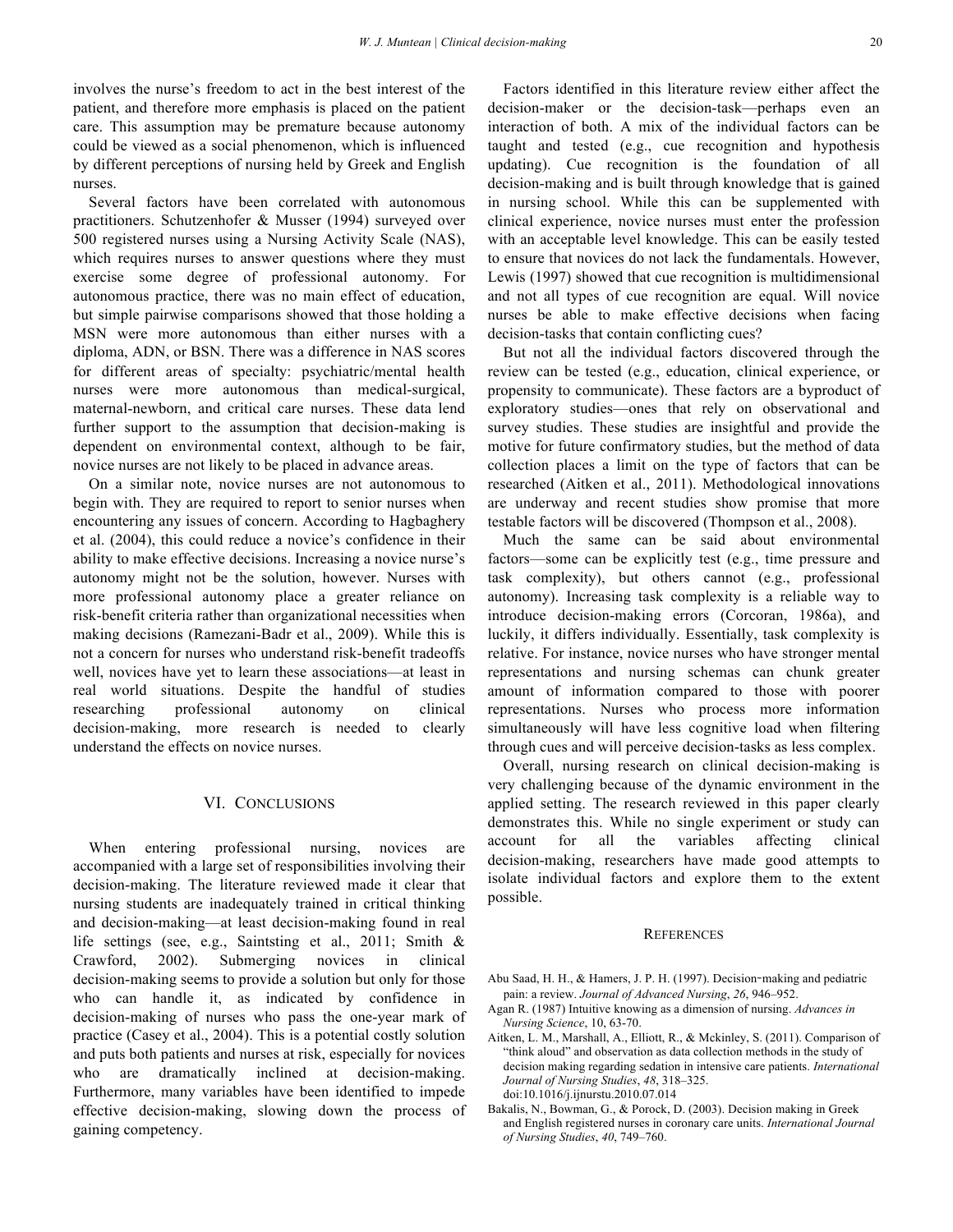involves the nurse's freedom to act in the best interest of the patient, and therefore more emphasis is placed on the patient care. This assumption may be premature because autonomy could be viewed as a social phenomenon, which is influenced by different perceptions of nursing held by Greek and English nurses.

Several factors have been correlated with autonomous practitioners. Schutzenhofer & Musser (1994) surveyed over 500 registered nurses using a Nursing Activity Scale (NAS), which requires nurses to answer questions where they must exercise some degree of professional autonomy. For autonomous practice, there was no main effect of education, but simple pairwise comparisons showed that those holding a MSN were more autonomous than either nurses with a diploma, ADN, or BSN. There was a difference in NAS scores for different areas of specialty: psychiatric/mental health nurses were more autonomous than medical-surgical, maternal-newborn, and critical care nurses. These data lend further support to the assumption that decision-making is dependent on environmental context, although to be fair, novice nurses are not likely to be placed in advance areas.

On a similar note, novice nurses are not autonomous to begin with. They are required to report to senior nurses when encountering any issues of concern. According to Hagbaghery et al. (2004), this could reduce a novice's confidence in their ability to make effective decisions. Increasing a novice nurse's autonomy might not be the solution, however. Nurses with more professional autonomy place a greater reliance on risk-benefit criteria rather than organizational necessities when making decisions (Ramezani-Badr et al., 2009). While this is not a concern for nurses who understand risk-benefit tradeoffs well, novices have yet to learn these associations—at least in real world situations. Despite the handful of studies researching professional autonomy on clinical decision-making, more research is needed to clearly understand the effects on novice nurses.

## VI. Conclusions

When entering professional nursing, novices are accompanied with a large set of responsibilities involving their decision-making. The literature reviewed made it clear that nursing students are inadequately trained in critical thinking and decision-making—at least decision-making found in real life settings (see, e.g., Saintsting et al., 2011; Smith & Crawford, 2002). Submerging novices in clinical decision-making seems to provide a solution but only for those who can handle it, as indicated by confidence in decision-making of nurses who pass the one-year mark of practice (Casey et al., 2004). This is a potential costly solution and puts both patients and nurses at risk, especially for novices who are dramatically inclined at decision-making. Furthermore, many variables have been identified to impede effective decision-making, slowing down the process of gaining competency.

Factors identified in this literature review either affect the decision-maker or the decision-task—perhaps even an interaction of both. A mix of the individual factors can be taught and tested (e.g., cue recognition and hypothesis updating). Cue recognition is the foundation of all decision-making and is built through knowledge that is gained in nursing school. While this can be supplemented with clinical experience, novice nurses must enter the profession with an acceptable level knowledge. This can be easily tested to ensure that novices do not lack the fundamentals. However, Lewis (1997) showed that cue recognition is multidimensional and not all types of cue recognition are equal. Will novice nurses be able to make effective decisions when facing decision-tasks that contain conflicting cues?

But not all the individual factors discovered through the review can be tested (e.g., education, clinical experience, or propensity to communicate). These factors are a byproduct of exploratory studies—ones that rely on observational and survey studies. These studies are insightful and provide the motive for future confirmatory studies, but the method of data collection places a limit on the type of factors that can be researched (Aitken et al., 2011). Methodological innovations are underway and recent studies show promise that more testable factors will be discovered (Thompson et al., 2008).

Much the same can be said about environmental factors—some can be explicitly test (e.g., time pressure and task complexity), but others cannot (e.g., professional autonomy). Increasing task complexity is a reliable way to introduce decision-making errors (Corcoran, 1986a), and luckily, it differs individually. Essentially, task complexity is relative. For instance, novice nurses who have stronger mental representations and nursing schemas can chunk greater amount of information compared to those with poorer representations. Nurses who process more information simultaneously will have less cognitive load when filtering through cues and will perceive decision-tasks as less complex.

Overall, nursing research on clinical decision-making is very challenging because of the dynamic environment in the applied setting. The research reviewed in this paper clearly demonstrates this. While no single experiment or study can account for all the variables affecting clinical decision-making, researchers have made good attempts to isolate individual factors and explore them to the extent possible.

## References

Abu Saad, H. H., & Hamers, J. P. H. (1997). Decision-making and pediatric pain: a review. *Journal of Advanced Nursing*, *26*, 946–952.

Agan R. (1987) Intuitive knowing as a dimension of nursing. *Advances in Nursing Science*, 10, 63-70.

Aitken, L. M., Marshall, A., Elliott, R., & Mckinley, S. (2011). Comparison of "think aloud" and observation as data collection methods in the study of decision making regarding sedation in intensive care patients. *International Journal of Nursing Studies*, *48*, 318–325. doi:10.1016/j.ijnurstu.2010.07.014

Bakalis, N., Bowman, G., & Porock, D. (2003). Decision making in Greek and English registered nurses in coronary care units. *International Journal of Nursing Studies*, *40*, 749–760.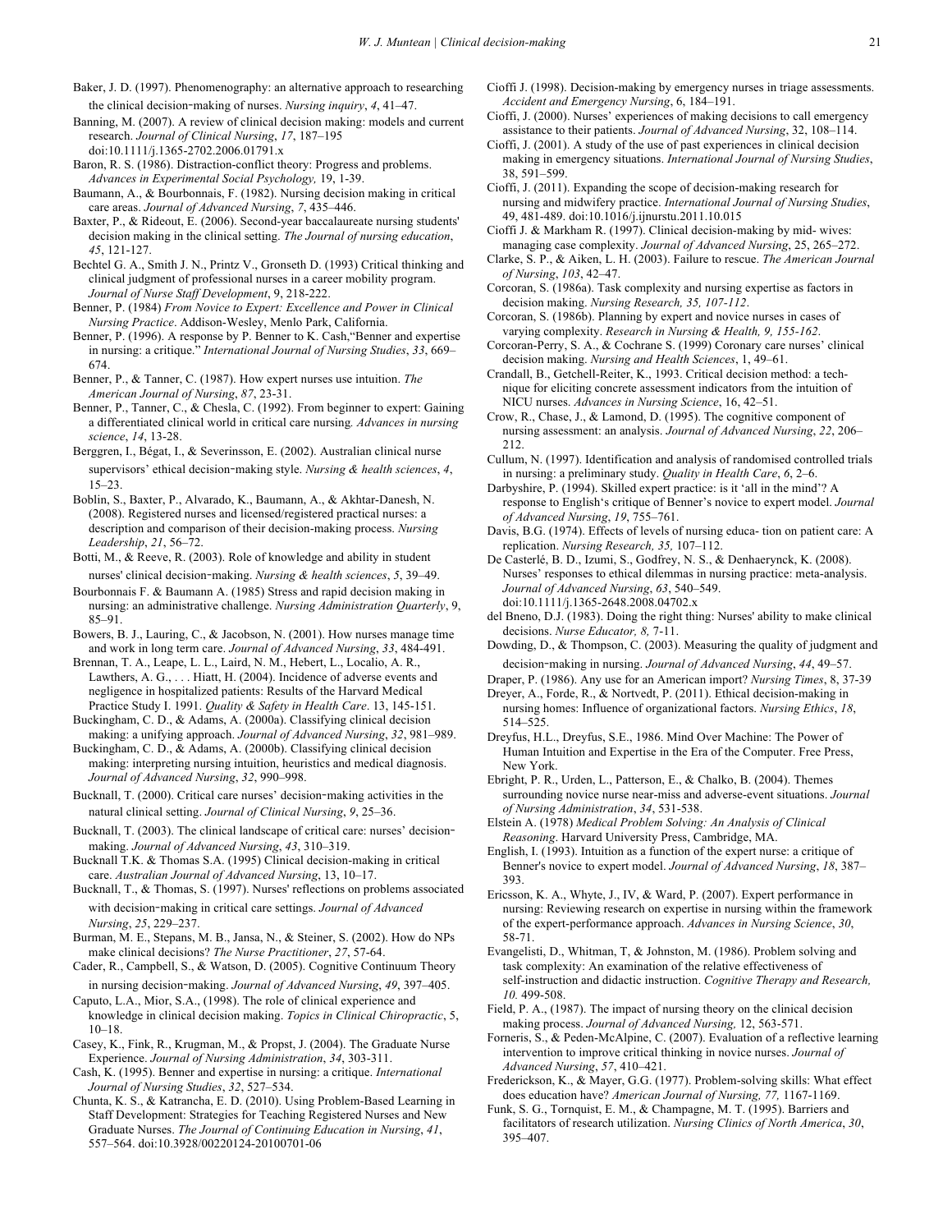Baker, J. D. (1997). Phenomenography: an alternative approach to researching the clinical decision‐making of nurses. *Nursing inquiry*, *4*, 41–47.

Banning, M. (2007). A review of clinical decision making: models and current research. *Journal of Clinical Nursing*, *17*, 187–195 doi:10.1111/j.1365-2702.2006.01791.x

Baron, R. S. (1986). Distraction-conflict theory: Progress and problems. *Advances in Experimental Social Psychology,* 19, 1-39.

Baumann, A., & Bourbonnais, F. (1982). Nursing decision making in critical care areas. *Journal of Advanced Nursing*, *7*, 435–446.

Baxter, P., & Rideout, E. (2006). Second-year baccalaureate nursing students' decision making in the clinical setting. *The Journal of nursing education*, *45*, 121-127.

Bechtel G. A., Smith J. N., Printz V., Gronseth D. (1993) Critical thinking and clinical judgment of professional nurses in a career mobility program. *Journal of Nurse Staff Development*, 9, 218-222.

Benner, P. (1984) *From Novice to Expert: Excellence and Power in Clinical Nursing Practice*. Addison-Wesley, Menlo Park, California.

Benner, P. (1996). A response by P. Benner to K. Cash,"Benner and expertise in nursing: a critique." *International Journal of Nursing Studies*, *33*, 669–674.

Benner, P., & Tanner, C. (1987). How expert nurses use intuition. *The American Journal of Nursing*, *87*, 23-31.

Benner, P., Tanner, C., & Chesla, C. (1992). From beginner to expert: Gaining a differentiated clinical world in critical care nursing*. Advances in nursing science*, *14*, 13-28.

Berggren, I., Bégat, I., & Severinsson, E. (2002). Australian clinical nurse supervisors' ethical decision‐making style. *Nursing & health sciences*, *4*, 15–23.

Boblin, S., Baxter, P., Alvarado, K., Baumann, A., & Akhtar-Danesh, N. (2008). Registered nurses and licensed/registered practical nurses: a description and comparison of their decision-making process. *Nursing Leadership*, *21*, 56–72.

Botti, M., & Reeve, R. (2003). Role of knowledge and ability in student nurses' clinical decision‐making. *Nursing & health sciences*, *5*, 39–49.

Bourbonnais F. & Baumann A. (1985) Stress and rapid decision making in nursing: an administrative challenge. *Nursing Administration Quarterly*, 9, 85–91.

Bowers, B. J., Lauring, C., & Jacobson, N. (2001). How nurses manage time and work in long term care. *Journal of Advanced Nursing*, *33*, 484-491.

Brennan, T. A., Leape, L. L., Laird, N. M., Hebert, L., Localio, A. R., Lawthers, A. G., . . . Hiatt, H. (2004). Incidence of adverse events and negligence in hospitalized patients: Results of the Harvard Medical Practice Study I. 1991. *Quality & Safety in Health Care*. 13, 145-151.

Buckingham, C. D., & Adams, A. (2000a). Classifying clinical decision making: a unifying approach. *Journal of Advanced Nursing*, *32*, 981–989.

Buckingham, C. D., & Adams, A. (2000b). Classifying clinical decision making: interpreting nursing intuition, heuristics and medical diagnosis. *Journal of Advanced Nursing*, *32*, 990–998.

Bucknall, T. (2000). Critical care nurses' decision‐making activities in the natural clinical setting. *Journal of Clinical Nursing*, *9*, 25–36.

Bucknall, T. (2003). The clinical landscape of critical care: nurses' decision‐making. *Journal of Advanced Nursing*, *43*, 310–319.

Bucknall T.K. & Thomas S.A. (1995) Clinical decision-making in critical care. *Australian Journal of Advanced Nursing*, 13, 10–17.

Bucknall, T., & Thomas, S. (1997). Nurses' reflections on problems associated with decision‐making in critical care settings. *Journal of Advanced Nursing*, *25*, 229–237.

Burman, M. E., Stepans, M. B., Jansa, N., & Steiner, S. (2002). How do NPs make clinical decisions? *The Nurse Practitioner*, *27*, 57-64.

Cader, R., Campbell, S., & Watson, D. (2005). Cognitive Continuum Theory in nursing decision‐making. *Journal of Advanced Nursing*, *49*, 397–405.

Caputo, L.A., Mior, S.A., (1998). The role of clinical experience and knowledge in clinical decision making. *Topics in Clinical Chiropractic*, 5, 10–18.

Casey, K., Fink, R., Krugman, M., & Propst, J. (2004). The Graduate Nurse Experience. *Journal of Nursing Administration*, *34*, 303-311.

Cash, K. (1995). Benner and expertise in nursing: a critique. *International Journal of Nursing Studies*, *32*, 527–534.

Chunta, K. S., & Katrancha, E. D. (2010). Using Problem-Based Learning in Staff Development: Strategies for Teaching Registered Nurses and New Graduate Nurses. *The Journal of Continuing Education in Nursing*, *41*, 557–564. doi:10.3928/00220124-20100701-06

Cioffi J. (1998). Decision-making by emergency nurses in triage assessments. *Accident and Emergency Nursing*, 6, 184–191.

Cioffi, J. (2000). Nurses' experiences of making decisions to call emergency assistance to their patients. *Journal of Advanced Nursing*, 32, 108–114.

Cioffi, J. (2001). A study of the use of past experiences in clinical decision making in emergency situations. *International Journal of Nursing Studies*, 38, 591–599.

Cioffi, J. (2011). Expanding the scope of decision-making research for nursing and midwifery practice. *International Journal of Nursing Studies*, 49, 481-489. doi:10.1016/j.ijnurstu.2011.10.015

Cioffi J. & Markham R. (1997). Clinical decision-making by mid- wives: managing case complexity. *Journal of Advanced Nursing*, 25, 265–272.

Clarke, S. P., & Aiken, L. H. (2003). Failure to rescue. *The American Journal of Nursing*, *103*, 42–47.

Corcoran, S. (1986a). Task complexity and nursing expertise as factors in decision making. *Nursing Research, 35, 107-112*.

Corcoran, S. (1986b). Planning by expert and novice nurses in cases of varying complexity. *Research in Nursing & Health, 9, 155-162*.

Corcoran-Perry, S. A., & Cochrane S. (1999) Coronary care nurses' clinical decision making. *Nursing and Health Sciences*, 1, 49–61.

Crandall, B., Getchell-Reiter, K., 1993. Critical decision method: a tech- nique for eliciting concrete assessment indicators from the intuition of NICU nurses. *Advances in Nursing Science*, 16, 42–51.

Crow, R., Chase, J., & Lamond, D. (1995). The cognitive component of nursing assessment: an analysis. *Journal of Advanced Nursing*, *22*, 206–212.

Cullum, N. (1997). Identification and analysis of randomised controlled trials in nursing: a preliminary study. *Quality in Health Care*, *6*, 2–6.

Darbyshire, P. (1994). Skilled expert practice: is it 'all in the mind'? A response to English's critique of Benner's novice to expert model. *Journal of Advanced Nursing*, *19*, 755–761.

Davis, B.G. (1974). Effects of levels of nursing educa- tion on patient care: A replication. *Nursing Research, 35,* 107–112.

De Casterlé, B. D., Izumi, S., Godfrey, N. S., & Denhaerynck, K. (2008). Nurses' responses to ethical dilemmas in nursing practice: meta-analysis. *Journal of Advanced Nursing*, *63*, 540–549. doi:10.1111/j.1365-2648.2008.04702.x

del Bneno, D.J. (1983). Doing the right thing: Nurses' ability to make clinical decisions. *Nurse Educator, 8,* 7-11.

Dowding, D., & Thompson, C. (2003). Measuring the quality of judgment and decision‐making in nursing. *Journal of Advanced Nursing*, *44*, 49–57.

Draper, P. (1986). Any use for an American import? *Nursing Times*, 8, 37-39

Dreyer, A., Forde, R., & Nortvedt, P. (2011). Ethical decision-making in nursing homes: Influence of organizational factors. *Nursing Ethics*, *18*, 514–525.

Dreyfus, H.L., Dreyfus, S.E., 1986. Mind Over Machine: The Power of Human Intuition and Expertise in the Era of the Computer. Free Press, New York.

Ebright, P. R., Urden, L., Patterson, E., & Chalko, B. (2004). Themes surrounding novice nurse near-miss and adverse-event situations. *Journal of Nursing Administration*, *34*, 531-538.

Elstein A. (1978) *Medical Problem Solving: An Analysis of Clinical Reasoning*. Harvard University Press, Cambridge, MA.

English, I. (1993). Intuition as a function of the expert nurse: a critique of Benner's novice to expert model. *Journal of Advanced Nursing*, *18*, 387–393.

Ericsson, K. A., Whyte, J., IV, & Ward, P. (2007). Expert performance in nursing: Reviewing research on expertise in nursing within the framework of the expert-performance approach. *Advances in Nursing Science*, *30*, 58-71.

Evangelisti, D., Whitman, T, & Johnston, M. (1986). Problem solving and task complexity: An examination of the relative effectiveness of self-instruction and didactic instruction. *Cognitive Therapy and Research, 10.* 499-508.

Field, P. A., (1987). The impact of nursing theory on the clinical decision making process. *Journal of Advanced Nursing,* 12, 563-571.

Forneris, S., & Peden-McAlpine, C. (2007). Evaluation of a reflective learning intervention to improve critical thinking in novice nurses. *Journal of Advanced Nursing*, *57*, 410–421.

Frederickson, K., & Mayer, G.G. (1977). Problem-solving skills: What effect does education have? *American Journal of Nursing, 77,* 1167-1169.

Funk, S. G., Tornquist, E. M., & Champagne, M. T. (1995). Barriers and facilitators of research utilization. *Nursing Clinics of North America*, *30*, 395–407.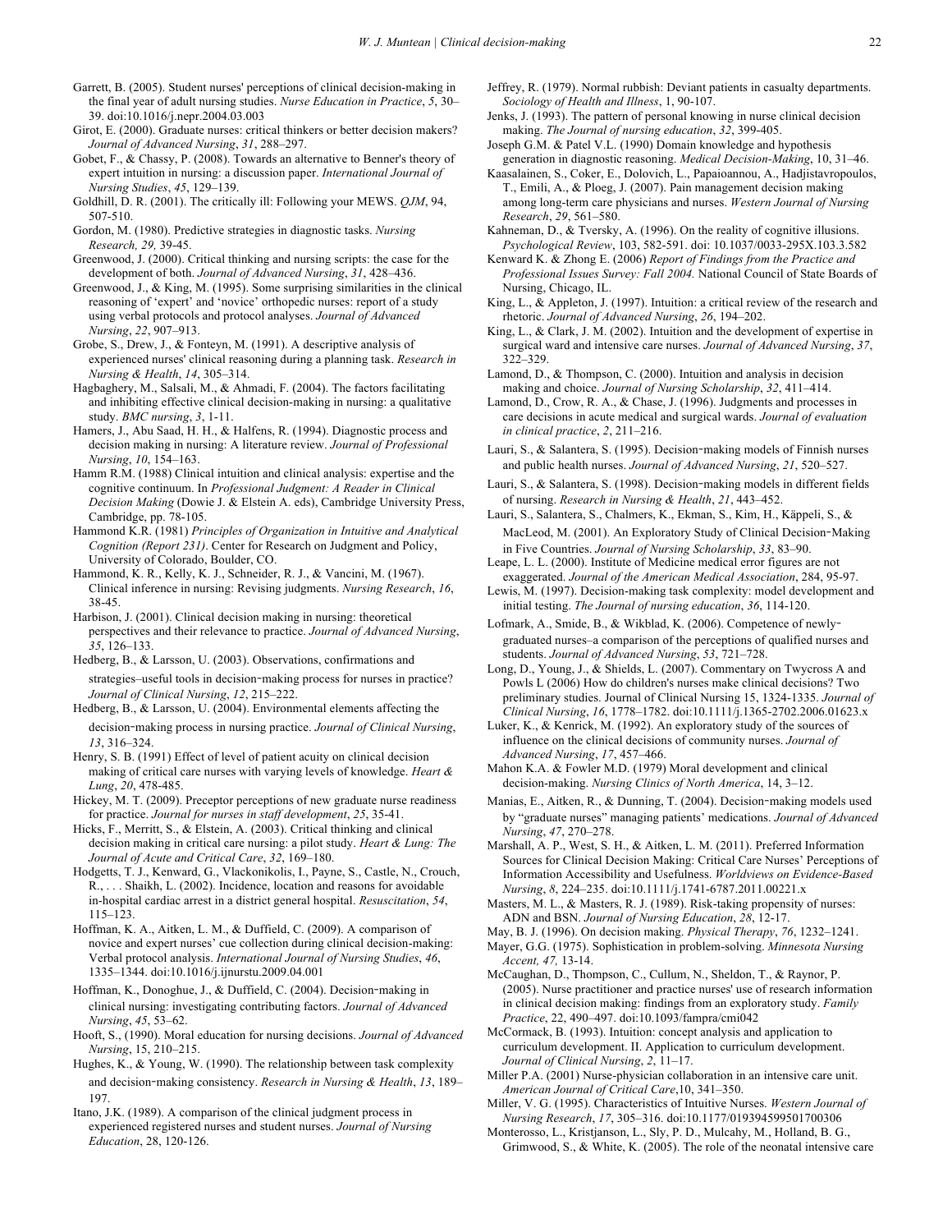Garrett, B. (2005). Student nurses' perceptions of clinical decision-making in the final year of adult nursing studies. *Nurse Education in Practice*, *5*, 30–39. doi:10.1016/j.nepr.2004.03.003

Girot, E. (2000). Graduate nurses: critical thinkers or better decision makers? *Journal of Advanced Nursing*, *31*, 288–297.

Gobet, F., & Chassy, P. (2008). Towards an alternative to Benner's theory of expert intuition in nursing: a discussion paper. *International Journal of Nursing Studies*, *45*, 129–139.

Goldhill, D. R. (2001). The critically ill: Following your MEWS. *QJM*, 94, 507-510.

Gordon, M. (1980). Predictive strategies in diagnostic tasks. *Nursing Research, 29,* 39-45.

Greenwood, J. (2000). Critical thinking and nursing scripts: the case for the development of both. *Journal of Advanced Nursing*, *31*, 428–436.

Greenwood, J., & King, M. (1995). Some surprising similarities in the clinical reasoning of 'expert' and 'novice' orthopedic nurses: report of a study using verbal protocols and protocol analyses. *Journal of Advanced Nursing*, *22*, 907–913.

Grobe, S., Drew, J., & Fonteyn, M. (1991). A descriptive analysis of experienced nurses' clinical reasoning during a planning task. *Research in Nursing & Health*, *14*, 305–314.

Hagbaghery, M., Salsali, M., & Ahmadi, F. (2004). The factors facilitating and inhibiting effective clinical decision-making in nursing: a qualitative study. *BMC nursing*, *3*, 1-11.

Hamers, J., Abu Saad, H. H., & Halfens, R. (1994). Diagnostic process and decision making in nursing: A literature review. *Journal of Professional Nursing*, *10*, 154–163.

Hamm R.M. (1988) Clinical intuition and clinical analysis: expertise and the cognitive continuum. In *Professional Judgment: A Reader in Clinical Decision Making* (Dowie J. & Elstein A. eds), Cambridge University Press, Cambridge, pp. 78-105.

Hammond K.R. (1981) *Principles of Organization in Intuitive and Analytical Cognition (Report 231)*. Center for Research on Judgment and Policy, University of Colorado, Boulder, CO.

Hammond, K. R., Kelly, K. J., Schneider, R. J., & Vancini, M. (1967). Clinical inference in nursing: Revising judgments. *Nursing Research*, *16*, 38-45.

Harbison, J. (2001). Clinical decision making in nursing: theoretical perspectives and their relevance to practice. *Journal of Advanced Nursing*, *35*, 126–133.

Hedberg, B., & Larsson, U. (2003). Observations, confirmations and strategies–useful tools in decision‐making process for nurses in practice? *Journal of Clinical Nursing*, *12*, 215–222.

Hedberg, B., & Larsson, U. (2004). Environmental elements affecting the decision‐making process in nursing practice. *Journal of Clinical Nursing*, *13*, 316–324.

Henry, S. B. (1991) Effect of level of patient acuity on clinical decision making of critical care nurses with varying levels of knowledge. *Heart & Lung*, *20*, 478-485.

Hickey, M. T. (2009). Preceptor perceptions of new graduate nurse readiness for practice. *Journal for nurses in staff development*, *25*, 35-41.

Hicks, F., Merritt, S., & Elstein, A. (2003). Critical thinking and clinical decision making in critical care nursing: a pilot study. *Heart & Lung: The Journal of Acute and Critical Care*, *32*, 169–180.

Hodgetts, T. J., Kenward, G., Vlackonikolis, I., Payne, S., Castle, N., Crouch, R., . . . Shaikh, L. (2002). Incidence, location and reasons for avoidable in-hospital cardiac arrest in a district general hospital. *Resuscitation*, *54*, 115–123.

Hoffman, K. A., Aitken, L. M., & Duffield, C. (2009). A comparison of novice and expert nurses' cue collection during clinical decision-making: Verbal protocol analysis. *International Journal of Nursing Studies*, *46*, 1335–1344. doi:10.1016/j.ijnurstu.2009.04.001

Hoffman, K., Donoghue, J., & Duffield, C. (2004). Decision‐making in clinical nursing: investigating contributing factors. *Journal of Advanced Nursing*, *45*, 53–62.

Hooft, S., (1990). Moral education for nursing decisions. *Journal of Advanced Nursing*, 15, 210–215.

Hughes, K., & Young, W. (1990). The relationship between task complexity and decision‐making consistency. *Research in Nursing & Health*, *13*, 189–197.

Itano, J.K. (1989). A comparison of the clinical judgment process in experienced registered nurses and student nurses. *Journal of Nursing Education*, 28, 120-126.

Jeffrey, R. (1979). Normal rubbish: Deviant patients in casualty departments. *Sociology of Health and Illness*, 1, 90-107.

Jenks, J. (1993). The pattern of personal knowing in nurse clinical decision making. *The Journal of nursing education*, *32*, 399-405.

Joseph G.M. & Patel V.L. (1990) Domain knowledge and hypothesis generation in diagnostic reasoning. *Medical Decision-Making*, 10, 31–46.

Kaasalainen, S., Coker, E., Dolovich, L., Papaioannou, A., Hadjistavropoulos, T., Emili, A., & Ploeg, J. (2007). Pain management decision making among long-term care physicians and nurses. *Western Journal of Nursing Research*, *29*, 561–580.

Kahneman, D., & Tversky, A. (1996). On the reality of cognitive illusions. *Psychological Review*, 103, 582-591. doi: 10.1037/0033-295X.103.3.582

Kenward K. & Zhong E. (2006) *Report of Findings from the Practice and Professional Issues Survey: Fall 2004.* National Council of State Boards of Nursing, Chicago, IL.

King, L., & Appleton, J. (1997). Intuition: a critical review of the research and rhetoric. *Journal of Advanced Nursing*, *26*, 194–202.

King, L., & Clark, J. M. (2002). Intuition and the development of expertise in surgical ward and intensive care nurses. *Journal of Advanced Nursing*, *37*, 322–329.

Lamond, D., & Thompson, C. (2000). Intuition and analysis in decision making and choice. *Journal of Nursing Scholarship*, *32*, 411–414.

Lamond, D., Crow, R. A., & Chase, J. (1996). Judgments and processes in care decisions in acute medical and surgical wards. *Journal of evaluation in clinical practice*, *2*, 211–216.

Lauri, S., & Salantera, S. (1995). Decision‐making models of Finnish nurses and public health nurses. *Journal of Advanced Nursing*, *21*, 520–527.

Lauri, S., & Salantera, S. (1998). Decision‐making models in different fields of nursing. *Research in Nursing & Health*, *21*, 443–452.

Lauri, S., Salantera, S., Chalmers, K., Ekman, S., Kim, H., Käppeli, S., & MacLeod, M. (2001). An Exploratory Study of Clinical Decision‐Making in Five Countries. *Journal of Nursing Scholarship*, *33*, 83–90.

Leape, L. L. (2000). Institute of Medicine medical error figures are not exaggerated. *Journal of the American Medical Association*, 284, 95-97.

Lewis, M. (1997). Decision-making task complexity: model development and initial testing. *The Journal of nursing education*, *36*, 114-120.

Lofmark, A., Smide, B., & Wikblad, K. (2006). Competence of newly‐graduated nurses–a comparison of the perceptions of qualified nurses and students. *Journal of Advanced Nursing*, *53*, 721–728.

Long, D., Young, J., & Shields, L. (2007). Commentary on Twycross A and Powls L (2006) How do children's nurses make clinical decisions? Two preliminary studies. Journal of Clinical Nursing 15, 1324-1335. *Journal of Clinical Nursing*, *16*, 1778–1782. doi:10.1111/j.1365-2702.2006.01623.x

Luker, K., & Kenrick, M. (1992). An exploratory study of the sources of influence on the clinical decisions of community nurses. *Journal of Advanced Nursing*, *17*, 457–466.

Mahon K.A. & Fowler M.D. (1979) Moral development and clinical decision-making. *Nursing Clinics of North America*, 14, 3–12.

Manias, E., Aitken, R., & Dunning, T. (2004). Decision‐making models used by "graduate nurses" managing patients' medications. *Journal of Advanced Nursing*, *47*, 270–278.

Marshall, A. P., West, S. H., & Aitken, L. M. (2011). Preferred Information Sources for Clinical Decision Making: Critical Care Nurses' Perceptions of Information Accessibility and Usefulness. *Worldviews on Evidence-Based Nursing*, *8*, 224–235. doi:10.1111/j.1741-6787.2011.00221.x

Masters, M. L., & Masters, R. J. (1989). Risk-taking propensity of nurses: ADN and BSN. *Journal of Nursing Education*, *28*, 12-17.

May, B. J. (1996). On decision making. *Physical Therapy*, *76*, 1232–1241.

Mayer, G.G. (1975). Sophistication in problem-solving. *Minnesota Nursing Accent, 47,* 13-14.

McCaughan, D., Thompson, C., Cullum, N., Sheldon, T., & Raynor, P. (2005). Nurse practitioner and practice nurses' use of research information in clinical decision making: findings from an exploratory study. *Family Practice*, 22, 490–497. doi:10.1093/fampra/cmi042

McCormack, B. (1993). Intuition: concept analysis and application to curriculum development. II. Application to curriculum development. *Journal of Clinical Nursing*, *2*, 11–17.

Miller P.A. (2001) Nurse-physician collaboration in an intensive care unit. *American Journal of Critical Care*,10, 341–350.

Miller, V. G. (1995). Characteristics of Intuitive Nurses. *Western Journal of Nursing Research*, *17*, 305–316. doi:10.1177/019394599501700306

Monterosso, L., Kristjanson, L., Sly, P. D., Mulcahy, M., Holland, B. G., Grimwood, S., & White, K. (2005). The role of the neonatal intensive care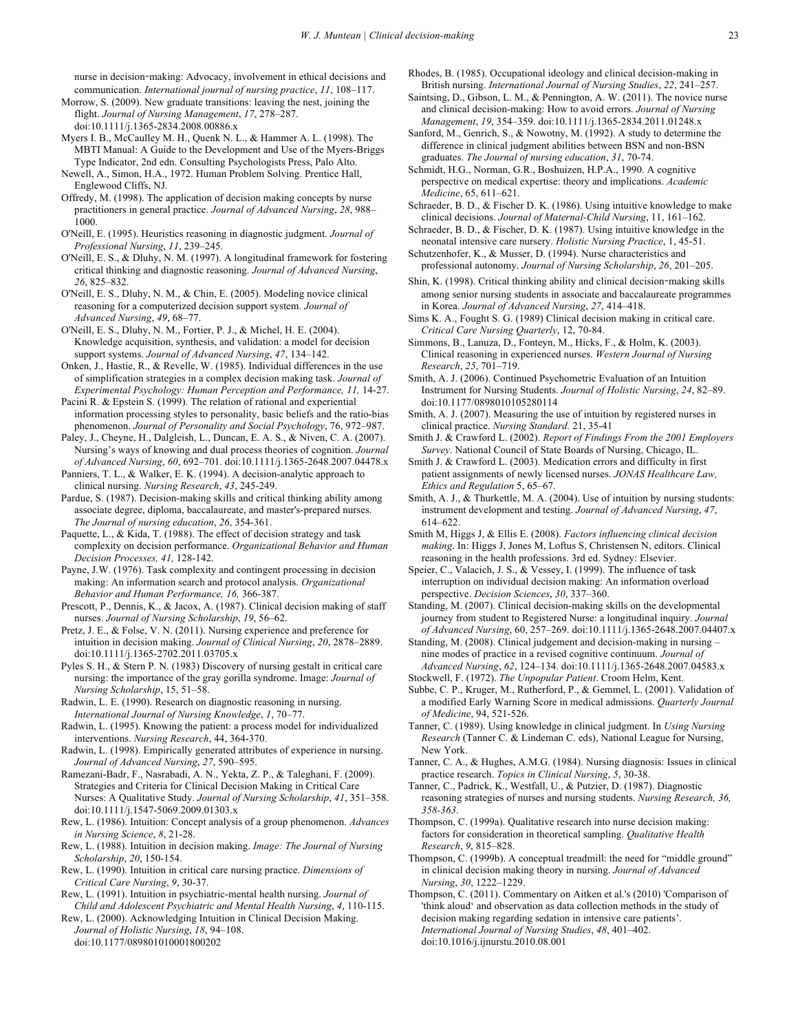nurse in decision‐making: Advocacy, involvement in ethical decisions and communication. *International journal of nursing practice*, *11*, 108–117.

Morrow, S. (2009). New graduate transitions: leaving the nest, joining the flight. *Journal of Nursing Management*, *17*, 278–287. doi:10.1111/j.1365-2834.2008.00886.x

Myers I. B., McCaulley M. H., Quenk N. L., & Hammer A. L. (1998). The MBTI Manual: A Guide to the Development and Use of the Myers-Briggs Type Indicator, 2nd edn. Consulting Psychologists Press, Palo Alto.

Newell, A., Simon, H.A., 1972. Human Problem Solving. Prentice Hall, Englewood Cliffs, NJ.

Offredy, M. (1998). The application of decision making concepts by nurse practitioners in general practice. *Journal of Advanced Nursing*, *28*, 988–1000.

O'Neill, E. (1995). Heuristics reasoning in diagnostic judgment. *Journal of Professional Nursing*, *11*, 239–245.

O'Neill, E. S., & Dluhy, N. M. (1997). A longitudinal framework for fostering critical thinking and diagnostic reasoning. *Journal of Advanced Nursing*, *26*, 825–832.

O'Neill, E. S., Dluhy, N. M., & Chin, E. (2005). Modeling novice clinical reasoning for a computerized decision support system. *Journal of Advanced Nursing*, *49*, 68–77.

O'Neill, E. S., Dluhy, N. M., Fortier, P. J., & Michel, H. E. (2004). Knowledge acquisition, synthesis, and validation: a model for decision support systems. *Journal of Advanced Nursing*, *47*, 134–142.

Onken, J., Hastie, R., & Revelle, W. (1985). Individual differences in the use of simplification strategies in a complex decision making task. *Journal of Experimental Psychology: Human Perception and Performance, 11,* 14-27.

Pacini R. & Epstein S. (1999). The relation of rational and experiential information processing styles to personality, basic beliefs and the ratio-bias phenomenon. *Journal of Personality and Social Psychology*, 76, 972–987.

Paley, J., Cheyne, H., Dalgleish, L., Duncan, E. A. S., & Niven, C. A. (2007). Nursing's ways of knowing and dual process theories of cognition. *Journal of Advanced Nursing*, *60*, 692–701. doi:10.1111/j.1365-2648.2007.04478.x

Panniers, T. L., & Walker, E. K. (1994). A decision-analytic approach to clinical nursing. *Nursing Research*, *43*, 245-249.

Pardue, S. (1987). Decision-making skills and critical thinking ability among associate degree, diploma, baccalaureate, and master's-prepared nurses. *The Journal of nursing education*, *26*, 354-361.

Paquette, L., & Kida, T. (1988). The effect of decision strategy and task complexity on decision performance. *Organizational Behavior and Human Decision Processes, 41,* 128-142.

Payne, J.W. (1976). Task complexity and contingent processing in decision making: An information search and protocol analysis. *Organizational Behavior and Human Performance, 16,* 366-387.

Prescott, P., Dennis, K., & Jacox, A. (1987). Clinical decision making of staff nurses. *Journal of Nursing Scholarship*, *19*, 56–62.

Pretz, J. E., & Folse, V. N. (2011). Nursing experience and preference for intuition in decision making. *Journal of Clinical Nursing*, *20*, 2878–2889. doi:10.1111/j.1365-2702.2011.03705.x

Pyles S. H., & Stern P. N. (1983) Discovery of nursing gestalt in critical care nursing: the importance of the gray gorilla syndrome. Image: *Journal of Nursing Scholarship*, 15, 51–58.

Radwin, L. E. (1990). Research on diagnostic reasoning in nursing. *International Journal of Nursing Knowledge*, *1*, 70–77.

Radwin, L. (1995). Knowing the patient: a process model for individualized interventions. *Nursing Research*, 44, 364-370.

Radwin, L. (1998). Empirically generated attributes of experience in nursing. *Journal of Advanced Nursing*, *27*, 590–595.

Ramezani-Badr, F., Nasrabadi, A. N., Yekta, Z. P., & Taleghani, F. (2009). Strategies and Criteria for Clinical Decision Making in Critical Care Nurses: A Qualitative Study. *Journal of Nursing Scholarship*, *41*, 351–358. doi:10.1111/j.1547-5069.2009.01303.x

Rew, L. (1986). Intuition: Concept analysis of a group phenomenon. *Advances in Nursing Science*, *8*, 21-28.

Rew, L. (1988). Intuition in decision making. *Image: The Journal of Nursing Scholarship*, *20*, 150-154.

Rew, L. (1990). Intuition in critical care nursing practice. *Dimensions of Critical Care Nursing*, *9*, 30-37.

Rew, L. (1991). Intuition in psychiatric-mental health nursing. *Journal of Child and Adolescent Psychiatric and Mental Health Nursing*, *4*, 110-115.

Rew, L. (2000). Acknowledging Intuition in Clinical Decision Making. *Journal of Holistic Nursing*, *18*, 94–108. doi:10.1177/089801010001800202

Rhodes, B. (1985). Occupational ideology and clinical decision-making in British nursing. *International Journal of Nursing Studies*, *22*, 241–257.

Saintsing, D., Gibson, L. M., & Pennington, A. W. (2011). The novice nurse and clinical decision-making: How to avoid errors. *Journal of Nursing Management*, *19*, 354–359. doi:10.1111/j.1365-2834.2011.01248.x

Sanford, M., Genrich, S., & Nowotny, M. (1992). A study to determine the difference in clinical judgment abilities between BSN and non-BSN graduates. *The Journal of nursing education*, *31*, 70-74.

Schmidt, H.G., Norman, G.R., Boshuizen, H.P.A., 1990. A cognitive perspective on medical expertise: theory and implications. *Academic Medicine*, 65, 611–621.

Schraeder, B. D., & Fischer D. K. (1986). Using intuitive knowledge to make clinical decisions. *Journal of Maternal-Child Nursing*, 11, 161–162.

Schraeder, B. D., & Fischer, D. K. (1987). Using intuitive knowledge in the neonatal intensive care nursery. *Holistic Nursing Practice*, 1, 45-51.

Schutzenhofer, K., & Musser, D. (1994). Nurse characteristics and professional autonomy. *Journal of Nursing Scholarship*, *26*, 201–205.

Shin, K. (1998). Critical thinking ability and clinical decision‐making skills among senior nursing students in associate and baccalaureate programmes in Korea. *Journal of Advanced Nursing*, *27*, 414–418.

Sims K. A., Fought S. G. (1989) Clinical decision making in critical care. *Critical Care Nursing Quarterly*, 12, 70-84.

Simmons, B., Lanuza, D., Fonteyn, M., Hicks, F., & Holm, K. (2003). Clinical reasoning in experienced nurses. *Western Journal of Nursing Research*, *25*, 701–719.

Smith, A. J. (2006). Continued Psychometric Evaluation of an Intuition Instrument for Nursing Students. *Journal of Holistic Nursing*, *24*, 82–89. doi:10.1177/0898010105280114

Smith, A. J. (2007). Measuring the use of intuition by registered nurses in clinical practice. *Nursing Standard.* 21, 35-41

Smith J. & Crawford L. (2002). *Report of Findings From the 2001 Employers Survey*. National Council of State Boards of Nursing, Chicago, IL.

Smith J. & Crawford L. (2003). Medication errors and difficulty in first patient assignments of newly licensed nurses. *JONAS Healthcare Law, Ethics and Regulation* 5, 65–67.

Smith, A. J., & Thurkettle, M. A. (2004). Use of intuition by nursing students: instrument development and testing. *Journal of Advanced Nursing*, *47*, 614–622.

Smith M, Higgs J, & Ellis E. (2008). *Factors influencing clinical decision making*. In: Higgs J, Jones M, Loftus S, Christensen N, editors. Clinical reasoning in the health professions. 3rd ed. Sydney: Elsevier.

Speier, C., Valacich, J. S., & Vessey, I. (1999). The influence of task interruption on individual decision making: An information overload perspective. *Decision Sciences*, *30*, 337–360.

Standing, M. (2007). Clinical decision-making skills on the developmental journey from student to Registered Nurse: a longitudinal inquiry. *Journal of Advanced Nursing*, 60, 257–269. doi:10.1111/j.1365-2648.2007.04407.x

Standing, M. (2008). Clinical judgement and decision-making in nursing – nine modes of practice in a revised cognitive continuum. *Journal of Advanced Nursing*, *62*, 124–134. doi:10.1111/j.1365-2648.2007.04583.x

Stockwell, F. (1972). *The Unpopular Patient*. Croom Helm, Kent.

Subbe, C. P., Kruger, M., Rutherford, P., & Gemmel, L. (2001). Validation of a modified Early Warning Score in medical admissions. *Quarterly Journal of Medicine*, 94, 521-526.

Tanner, C. (1989). Using knowledge in clinical judgment. In *Using Nursing Research* (Tanner C. & Lindeman C. eds), National League for Nursing, New York.

Tanner, C. A., & Hughes, A.M.G. (1984). Nursing diagnosis: Issues in clinical practice research. *Topics in Clinical Nursing*, *5*, 30-38.

Tanner, C., Padrick, K., Westfall, U., & Putzier, D. (1987). Diagnostic reasoning strategies of nurses and nursing students. *Nursing Research, 36, 358-363*.

Thompson, C. (1999a). Qualitative research into nurse decision making: factors for consideration in theoretical sampling. *Qualitative Health Research*, *9*, 815–828.

Thompson, C. (1999b). A conceptual treadmill: the need for "middle ground" in clinical decision making theory in nursing. *Journal of Advanced Nursing*, *30*, 1222–1229.

Thompson, C. (2011). Commentary on Aitken et al.'s (2010) 'Comparison of 'think aloud' and observation as data collection methods in the study of decision making regarding sedation in intensive care patients'. *International Journal of Nursing Studies*, *48*, 401–402. doi:10.1016/j.ijnurstu.2010.08.001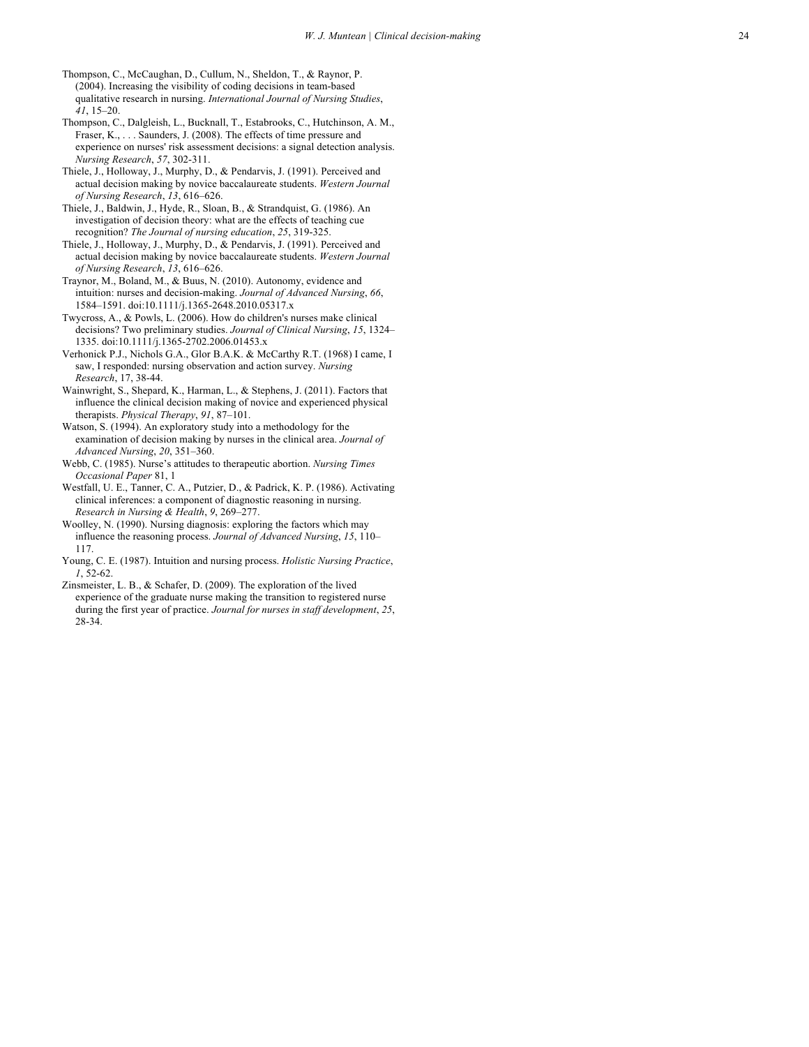Thompson, C., McCaughan, D., Cullum, N., Sheldon, T., & Raynor, P. (2004). Increasing the visibility of coding decisions in team-based qualitative research in nursing. *International Journal of Nursing Studies*, *41*, 15–20.

Thompson, C., Dalgleish, L., Bucknall, T., Estabrooks, C., Hutchinson, A. M., Fraser, K., . . . Saunders, J. (2008). The effects of time pressure and experience on nurses' risk assessment decisions: a signal detection analysis. *Nursing Research*, *57*, 302-311.

Thiele, J., Holloway, J., Murphy, D., & Pendarvis, J. (1991). Perceived and actual decision making by novice baccalaureate students. *Western Journal of Nursing Research*, *13*, 616–626.

Thiele, J., Baldwin, J., Hyde, R., Sloan, B., & Strandquist, G. (1986). An investigation of decision theory: what are the effects of teaching cue recognition? *The Journal of nursing education*, *25*, 319-325.

Thiele, J., Holloway, J., Murphy, D., & Pendarvis, J. (1991). Perceived and actual decision making by novice baccalaureate students. *Western Journal of Nursing Research*, *13*, 616–626.

Traynor, M., Boland, M., & Buus, N. (2010). Autonomy, evidence and intuition: nurses and decision-making. *Journal of Advanced Nursing*, *66*, 1584–1591. doi:10.1111/j.1365-2648.2010.05317.x

Twycross, A., & Powls, L. (2006). How do children's nurses make clinical decisions? Two preliminary studies. *Journal of Clinical Nursing*, *15*, 1324–1335. doi:10.1111/j.1365-2702.2006.01453.x

Verhonick P.J., Nichols G.A., Glor B.A.K. & McCarthy R.T. (1968) I came, I saw, I responded: nursing observation and action survey. *Nursing Research*, 17, 38-44.

Wainwright, S., Shepard, K., Harman, L., & Stephens, J. (2011). Factors that influence the clinical decision making of novice and experienced physical therapists. *Physical Therapy*, *91*, 87–101.

Watson, S. (1994). An exploratory study into a methodology for the examination of decision making by nurses in the clinical area. *Journal of Advanced Nursing*, *20*, 351–360.

Webb, C. (1985). Nurse's attitudes to therapeutic abortion. *Nursing Times Occasional Paper* 81, 1

Westfall, U. E., Tanner, C. A., Putzier, D., & Padrick, K. P. (1986). Activating clinical inferences: a component of diagnostic reasoning in nursing. *Research in Nursing & Health*, *9*, 269–277.

Woolley, N. (1990). Nursing diagnosis: exploring the factors which may influence the reasoning process. *Journal of Advanced Nursing*, *15*, 110–117.

Young, C. E. (1987). Intuition and nursing process. *Holistic Nursing Practice*, *1*, 52-62.

Zinsmeister, L. B., & Schafer, D. (2009). The exploration of the lived experience of the graduate nurse making the transition to registered nurse during the first year of practice. *Journal for nurses in staff development*, *25*, 28-34.